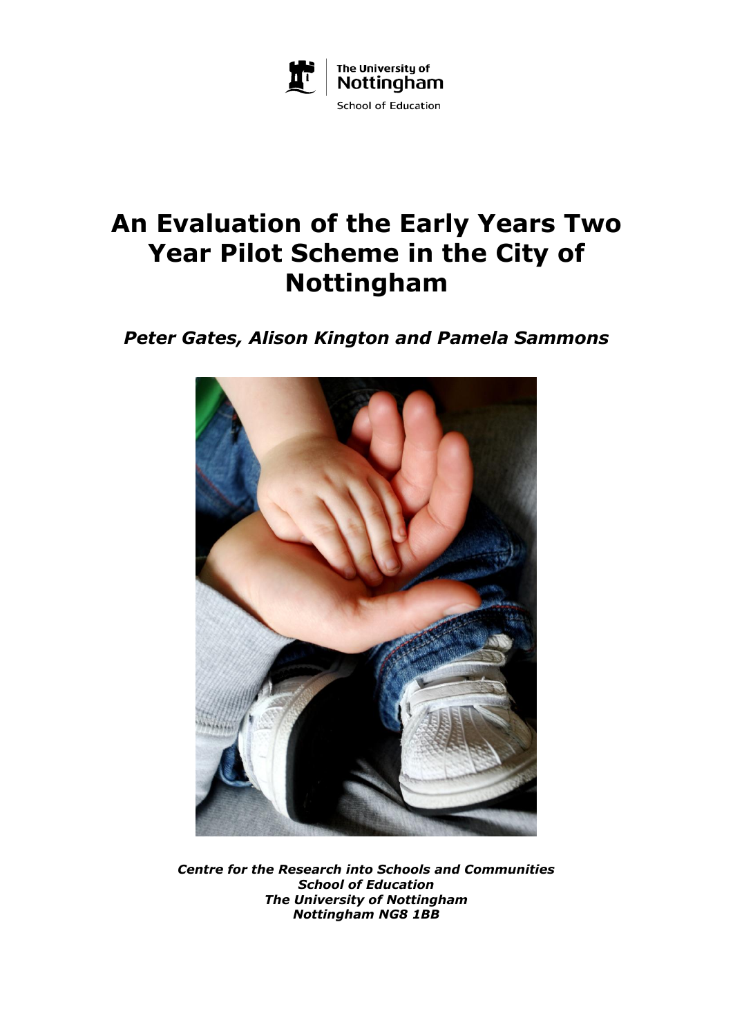The University of Nottingham

School of Education

# An Evaluation of the Early Years Two Year Pilot Scheme in the City of Nottingham

***Peter Gates, Alison Kington and Pamela Sammons***

***Centre for the Research into Schools and Communities***
***School of Education***
***The University of Nottingham***
***Nottingham NG8 1BB***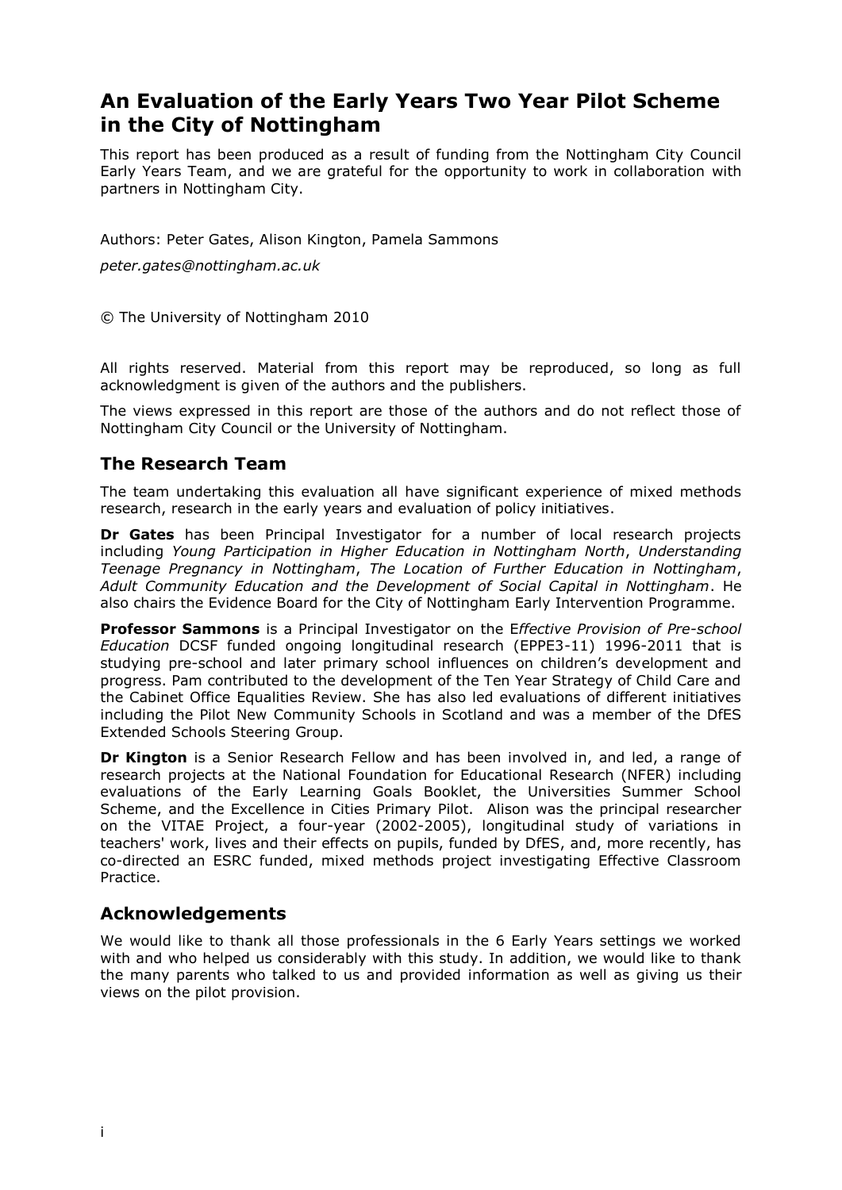# An Evaluation of the Early Years Two Year Pilot Scheme in the City of Nottingham

This report has been produced as a result of funding from the Nottingham City Council Early Years Team, and we are grateful for the opportunity to work in collaboration with partners in Nottingham City.

Authors: Peter Gates, Alison Kington, Pamela Sammons

*peter.gates@nottingham.ac.uk*

© The University of Nottingham 2010

All rights reserved. Material from this report may be reproduced, so long as full acknowledgment is given of the authors and the publishers.

The views expressed in this report are those of the authors and do not reflect those of Nottingham City Council or the University of Nottingham.

## The Research Team

The team undertaking this evaluation all have significant experience of mixed methods research, research in the early years and evaluation of policy initiatives.

**Dr Gates** has been Principal Investigator for a number of local research projects including *Young Participation in Higher Education in Nottingham North*, *Understanding Teenage Pregnancy in Nottingham*, *The Location of Further Education in Nottingham*, *Adult Community Education and the Development of Social Capital in Nottingham*. He also chairs the Evidence Board for the City of Nottingham Early Intervention Programme.

**Professor Sammons** is a Principal Investigator on the E*ffective Provision of Pre-school Education* DCSF funded ongoing longitudinal research (EPPE3-11) 1996-2011 that is studying pre-school and later primary school influences on children's development and progress. Pam contributed to the development of the Ten Year Strategy of Child Care and the Cabinet Office Equalities Review. She has also led evaluations of different initiatives including the Pilot New Community Schools in Scotland and was a member of the DfES Extended Schools Steering Group.

**Dr Kington** is a Senior Research Fellow and has been involved in, and led, a range of research projects at the National Foundation for Educational Research (NFER) including evaluations of the Early Learning Goals Booklet, the Universities Summer School Scheme, and the Excellence in Cities Primary Pilot. Alison was the principal researcher on the VITAE Project, a four-year (2002-2005), longitudinal study of variations in teachers' work, lives and their effects on pupils, funded by DfES, and, more recently, has co-directed an ESRC funded, mixed methods project investigating Effective Classroom Practice.

## Acknowledgements

We would like to thank all those professionals in the 6 Early Years settings we worked with and who helped us considerably with this study. In addition, we would like to thank the many parents who talked to us and provided information as well as giving us their views on the pilot provision.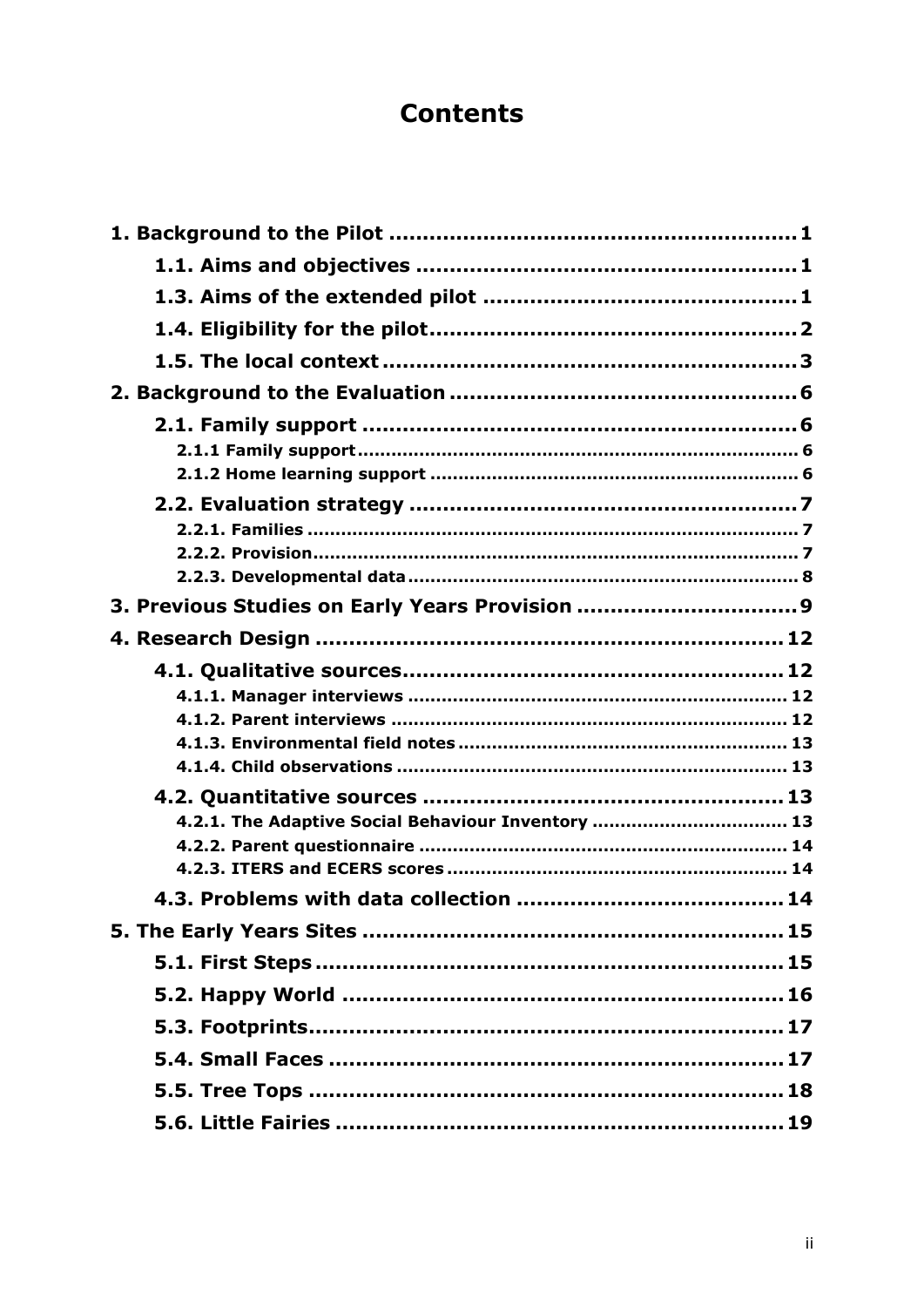# Contents

1. Background to the Pilot ........................................................ 1
    - 1.1. Aims and objectives ........................................................ 1
    - 1.3. Aims of the extended pilot ........................................................ 1
    - 1.4. Eligibility for the pilot ........................................................ 2
    - 1.5. The local context ........................................................ 3
2. Background to the Evaluation ........................................................ 6
    - 2.1. Family support ........................................................ 6
        - 2.1.1 Family support ........................................................ 6
        - 2.1.2 Home learning support ........................................................ 6
    - 2.2. Evaluation strategy ........................................................ 7
        - 2.2.1. Families ........................................................ 7
        - 2.2.2. Provision ........................................................ 7
        - 2.2.3. Developmental data ........................................................ 8
3. Previous Studies on Early Years Provision ........................................................ 9
4. Research Design ........................................................ 12
    - 4.1. Qualitative sources ........................................................ 12
        - 4.1.1. Manager interviews ........................................................ 12
        - 4.1.2. Parent interviews ........................................................ 12
        - 4.1.3. Environmental field notes ........................................................ 13
        - 4.1.4. Child observations ........................................................ 13
    - 4.2. Quantitative sources ........................................................ 13
        - 4.2.1. The Adaptive Social Behaviour Inventory ........................................................ 13
        - 4.2.2. Parent questionnaire ........................................................ 14
        - 4.2.3. ITERS and ECERS scores ........................................................ 14
    - 4.3. Problems with data collection ........................................................ 14
5. The Early Years Sites ........................................................ 15
    - 5.1. First Steps ........................................................ 15
    - 5.2. Happy World ........................................................ 16
    - 5.3. Footprints ........................................................ 17
    - 5.4. Small Faces ........................................................ 17
    - 5.5. Tree Tops ........................................................ 18
    - 5.6. Little Fairies ........................................................ 19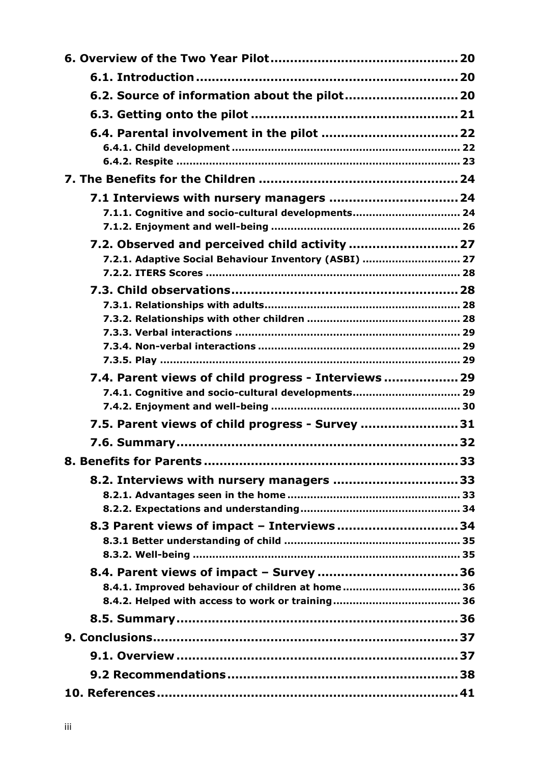- **6. Overview of the Two Year Pilot** .......... 20
  - **6.1. Introduction** .......... 20
  - **6.2. Source of information about the pilot** .......... 20
  - **6.3. Getting onto the pilot** .......... 21
  - **6.4. Parental involvement in the pilot** .......... 22
    - 6.4.1. Child development .......... 22
    - 6.4.2. Respite .......... 23
- **7. The Benefits for the Children** .......... 24
  - **7.1 Interviews with nursery managers** .......... 24
    - 7.1.1. Cognitive and socio-cultural developments .......... 24
    - 7.1.2. Enjoyment and well-being .......... 26
  - **7.2. Observed and perceived child activity** .......... 27
    - 7.2.1. Adaptive Social Behaviour Inventory (ASBI) .......... 27
    - 7.2.2. ITERS Scores .......... 28
  - **7.3. Child observations** .......... 28
    - 7.3.1. Relationships with adults .......... 28
    - 7.3.2. Relationships with other children .......... 28
    - 7.3.3. Verbal interactions .......... 29
    - 7.3.4. Non-verbal interactions .......... 29
    - 7.3.5. Play .......... 29
  - **7.4. Parent views of child progress - Interviews** .......... 29
    - 7.4.1. Cognitive and socio-cultural developments .......... 29
    - 7.4.2. Enjoyment and well-being .......... 30
  - **7.5. Parent views of child progress - Survey** .......... 31
  - **7.6. Summary** .......... 32
- **8. Benefits for Parents** .......... 33
  - **8.2. Interviews with nursery managers** .......... 33
    - 8.2.1. Advantages seen in the home .......... 33
    - 8.2.2. Expectations and understanding .......... 34
  - **8.3 Parent views of impact – Interviews** .......... 34
    - 8.3.1 Better understanding of child .......... 35
    - 8.3.2. Well-being .......... 35
  - **8.4. Parent views of impact – Survey** .......... 36
    - 8.4.1. Improved behaviour of children at home .......... 36
    - 8.4.2. Helped with access to work or training .......... 36
  - **8.5. Summary** .......... 36
- **9. Conclusions** .......... 37
  - **9.1. Overview** .......... 37
  - **9.2 Recommendations** .......... 38
- **10. References** .......... 41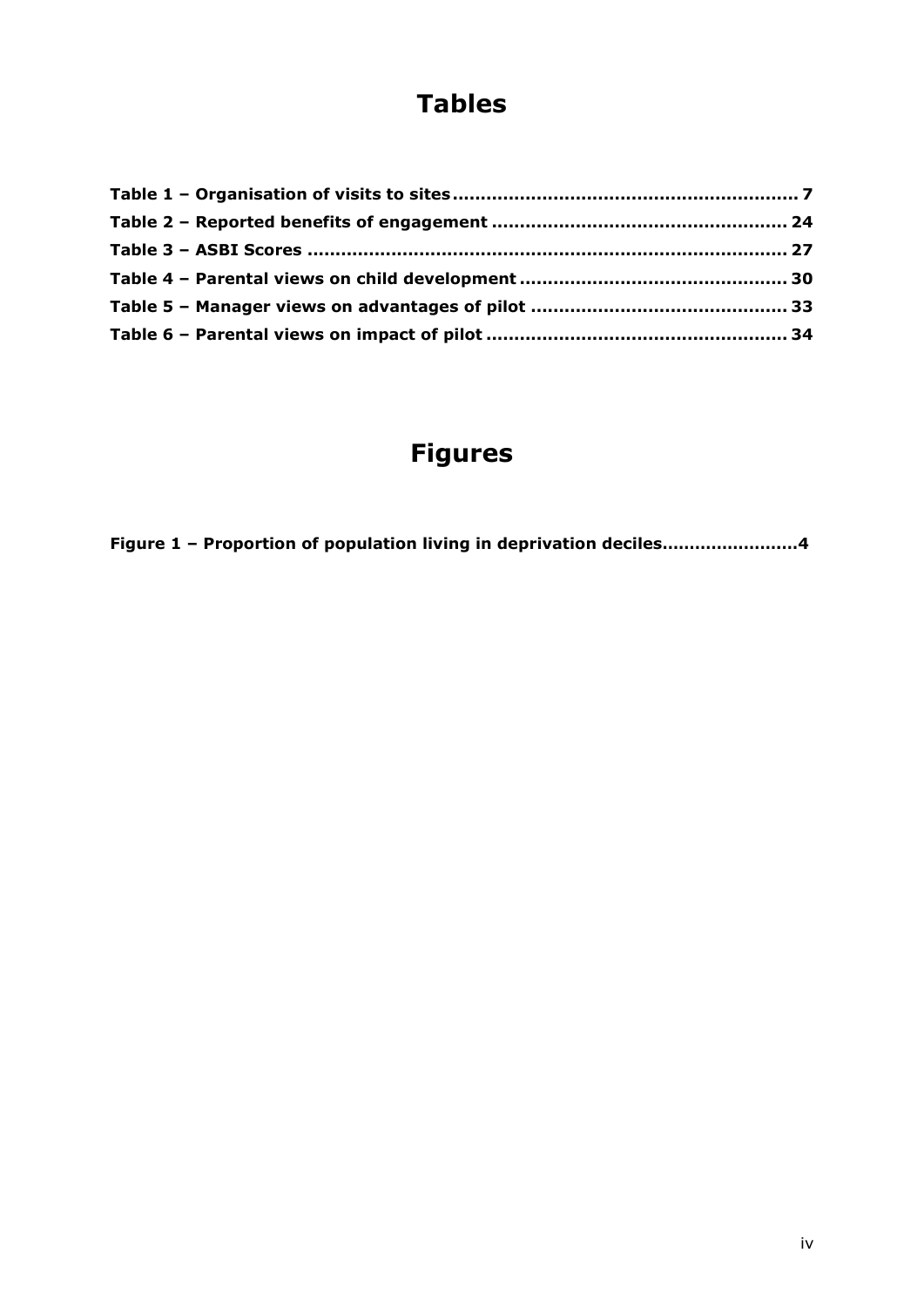# Tables

**Table 1 – Organisation of visits to sites ........................................................... 7**
**Table 2 – Reported benefits of engagement ................................................... 24**
**Table 3 – ASBI Scores ..................................................................................... 27**
**Table 4 – Parental views on child development ............................................. 30**
**Table 5 – Manager views on advantages of pilot ............................................ 33**
**Table 6 – Parental views on impact of pilot .................................................... 34**

# Figures

**Figure 1 – Proportion of population living in deprivation deciles........................4**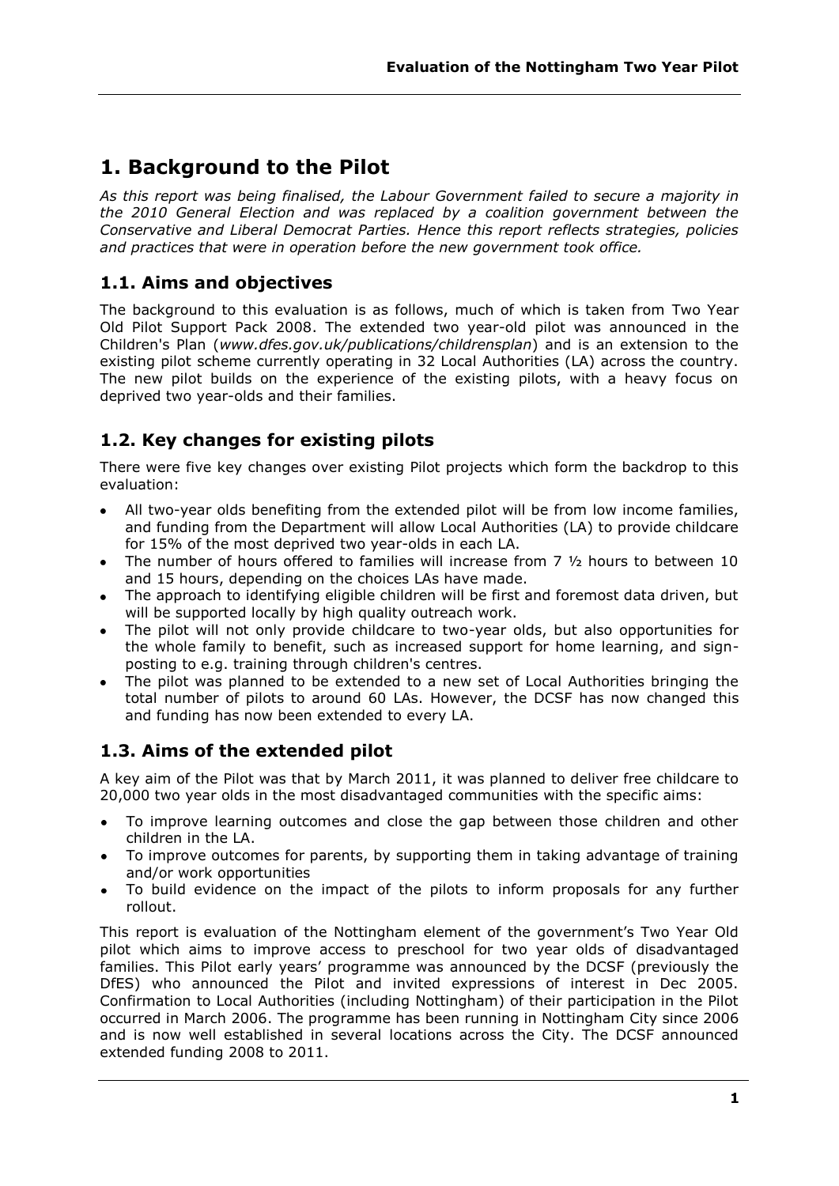# 1. Background to the Pilot

*As this report was being finalised, the Labour Government failed to secure a majority in the 2010 General Election and was replaced by a coalition government between the Conservative and Liberal Democrat Parties. Hence this report reflects strategies, policies and practices that were in operation before the new government took office.*

## 1.1. Aims and objectives

The background to this evaluation is as follows, much of which is taken from Two Year Old Pilot Support Pack 2008. The extended two year-old pilot was announced in the Children's Plan (*www.dfes.gov.uk/publications/childrensplan*) and is an extension to the existing pilot scheme currently operating in 32 Local Authorities (LA) across the country. The new pilot builds on the experience of the existing pilots, with a heavy focus on deprived two year-olds and their families.

## 1.2. Key changes for existing pilots

There were five key changes over existing Pilot projects which form the backdrop to this evaluation:

- All two-year olds benefiting from the extended pilot will be from low income families, and funding from the Department will allow Local Authorities (LA) to provide childcare for 15% of the most deprived two year-olds in each LA.
- The number of hours offered to families will increase from 7 ½ hours to between 10 and 15 hours, depending on the choices LAs have made.
- The approach to identifying eligible children will be first and foremost data driven, but will be supported locally by high quality outreach work.
- The pilot will not only provide childcare to two-year olds, but also opportunities for the whole family to benefit, such as increased support for home learning, and sign-posting to e.g. training through children's centres.
- The pilot was planned to be extended to a new set of Local Authorities bringing the total number of pilots to around 60 LAs. However, the DCSF has now changed this and funding has now been extended to every LA.

## 1.3. Aims of the extended pilot

A key aim of the Pilot was that by March 2011, it was planned to deliver free childcare to 20,000 two year olds in the most disadvantaged communities with the specific aims:

- To improve learning outcomes and close the gap between those children and other children in the LA.
- To improve outcomes for parents, by supporting them in taking advantage of training and/or work opportunities
- To build evidence on the impact of the pilots to inform proposals for any further rollout.

This report is evaluation of the Nottingham element of the government's Two Year Old pilot which aims to improve access to preschool for two year olds of disadvantaged families. This Pilot early years' programme was announced by the DCSF (previously the DfES) who announced the Pilot and invited expressions of interest in Dec 2005. Confirmation to Local Authorities (including Nottingham) of their participation in the Pilot occurred in March 2006. The programme has been running in Nottingham City since 2006 and is now well established in several locations across the City. The DCSF announced extended funding 2008 to 2011.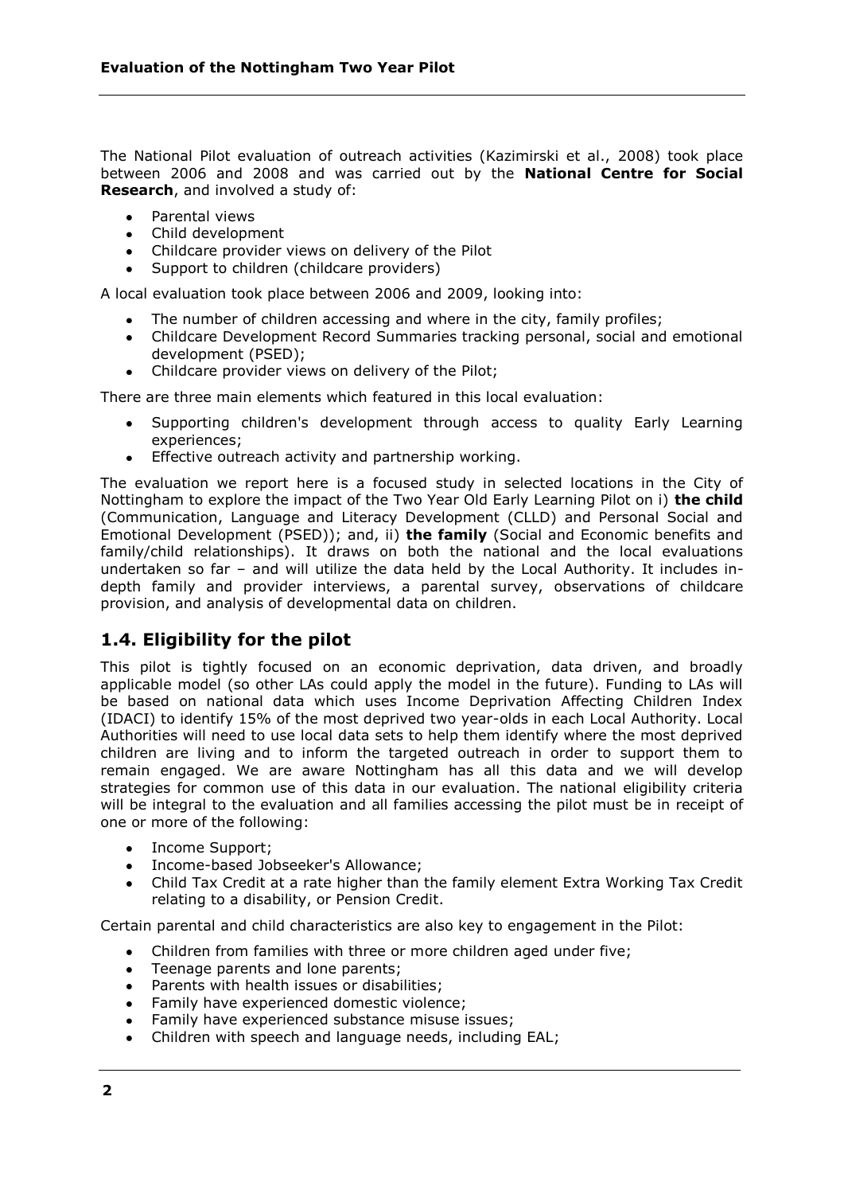The National Pilot evaluation of outreach activities (Kazimirski et al., 2008) took place between 2006 and 2008 and was carried out by the **National Centre for Social Research**, and involved a study of:

- Parental views
- Child development
- Childcare provider views on delivery of the Pilot
- Support to children (childcare providers)

A local evaluation took place between 2006 and 2009, looking into:

- The number of children accessing and where in the city, family profiles;
- Childcare Development Record Summaries tracking personal, social and emotional development (PSED);
- Childcare provider views on delivery of the Pilot;

There are three main elements which featured in this local evaluation:

- Supporting children's development through access to quality Early Learning experiences;
- Effective outreach activity and partnership working.

The evaluation we report here is a focused study in selected locations in the City of Nottingham to explore the impact of the Two Year Old Early Learning Pilot on i) **the child** (Communication, Language and Literacy Development (CLLD) and Personal Social and Emotional Development (PSED)); and, ii) **the family** (Social and Economic benefits and family/child relationships). It draws on both the national and the local evaluations undertaken so far – and will utilize the data held by the Local Authority. It includes in-depth family and provider interviews, a parental survey, observations of childcare provision, and analysis of developmental data on children.

## 1.4. Eligibility for the pilot

This pilot is tightly focused on an economic deprivation, data driven, and broadly applicable model (so other LAs could apply the model in the future). Funding to LAs will be based on national data which uses Income Deprivation Affecting Children Index (IDACI) to identify 15% of the most deprived two year-olds in each Local Authority. Local Authorities will need to use local data sets to help them identify where the most deprived children are living and to inform the targeted outreach in order to support them to remain engaged. We are aware Nottingham has all this data and we will develop strategies for common use of this data in our evaluation. The national eligibility criteria will be integral to the evaluation and all families accessing the pilot must be in receipt of one or more of the following:

- Income Support;
- Income-based Jobseeker's Allowance;
- Child Tax Credit at a rate higher than the family element Extra Working Tax Credit relating to a disability, or Pension Credit.

Certain parental and child characteristics are also key to engagement in the Pilot:

- Children from families with three or more children aged under five;
- Teenage parents and lone parents;
- Parents with health issues or disabilities;
- Family have experienced domestic violence;
- Family have experienced substance misuse issues;
- Children with speech and language needs, including EAL;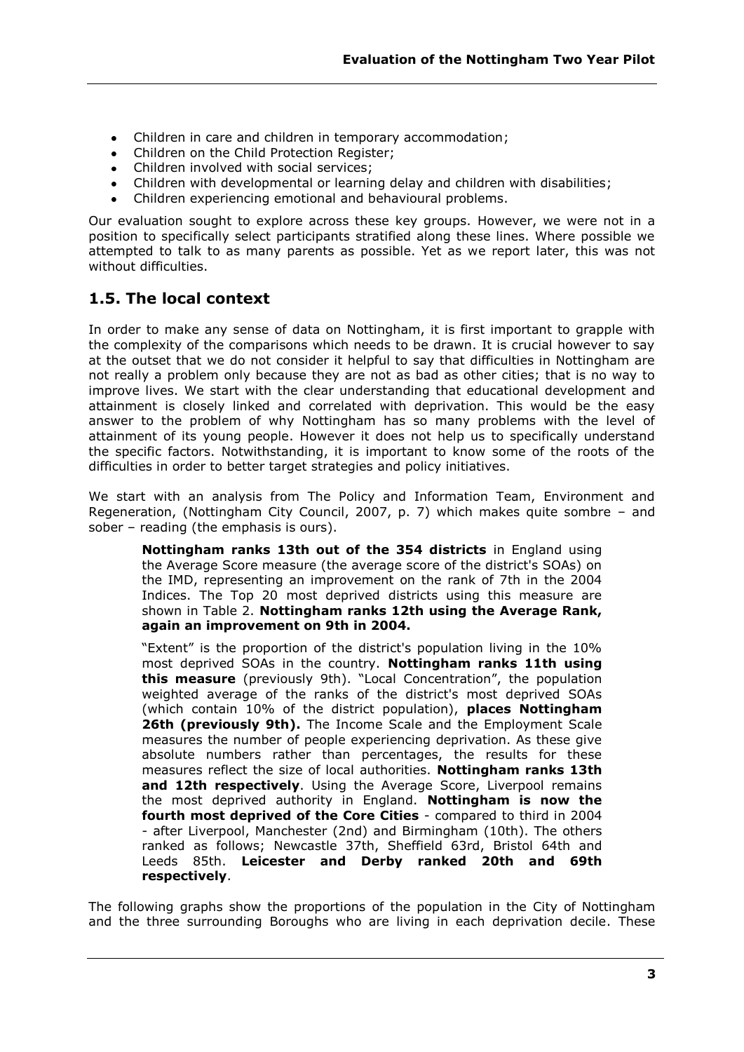- Children in care and children in temporary accommodation;
- Children on the Child Protection Register;
- Children involved with social services;
- Children with developmental or learning delay and children with disabilities;
- Children experiencing emotional and behavioural problems.

Our evaluation sought to explore across these key groups. However, we were not in a position to specifically select participants stratified along these lines. Where possible we attempted to talk to as many parents as possible. Yet as we report later, this was not without difficulties.

## 1.5. The local context

In order to make any sense of data on Nottingham, it is first important to grapple with the complexity of the comparisons which needs to be drawn. It is crucial however to say at the outset that we do not consider it helpful to say that difficulties in Nottingham are not really a problem only because they are not as bad as other cities; that is no way to improve lives. We start with the clear understanding that educational development and attainment is closely linked and correlated with deprivation. This would be the easy answer to the problem of why Nottingham has so many problems with the level of attainment of its young people. However it does not help us to specifically understand the specific factors. Notwithstanding, it is important to know some of the roots of the difficulties in order to better target strategies and policy initiatives.

We start with an analysis from The Policy and Information Team, Environment and Regeneration, (Nottingham City Council, 2007, p. 7) which makes quite sombre – and sober – reading (the emphasis is ours).

> **Nottingham ranks 13th out of the 354 districts** in England using the Average Score measure (the average score of the district's SOAs) on the IMD, representing an improvement on the rank of 7th in the 2004 Indices. The Top 20 most deprived districts using this measure are shown in Table 2. **Nottingham ranks 12th using the Average Rank, again an improvement on 9th in 2004.**
>
> "Extent" is the proportion of the district's population living in the 10% most deprived SOAs in the country. **Nottingham ranks 11th using this measure** (previously 9th). "Local Concentration", the population weighted average of the ranks of the district's most deprived SOAs (which contain 10% of the district population), **places Nottingham 26th (previously 9th).** The Income Scale and the Employment Scale measures the number of people experiencing deprivation. As these give absolute numbers rather than percentages, the results for these measures reflect the size of local authorities. **Nottingham ranks 13th and 12th respectively**. Using the Average Score, Liverpool remains the most deprived authority in England. **Nottingham is now the fourth most deprived of the Core Cities** - compared to third in 2004 - after Liverpool, Manchester (2nd) and Birmingham (10th). The others ranked as follows; Newcastle 37th, Sheffield 63rd, Bristol 64th and Leeds 85th. **Leicester and Derby ranked 20th and 69th respectively**.

The following graphs show the proportions of the population in the City of Nottingham and the three surrounding Boroughs who are living in each deprivation decile. These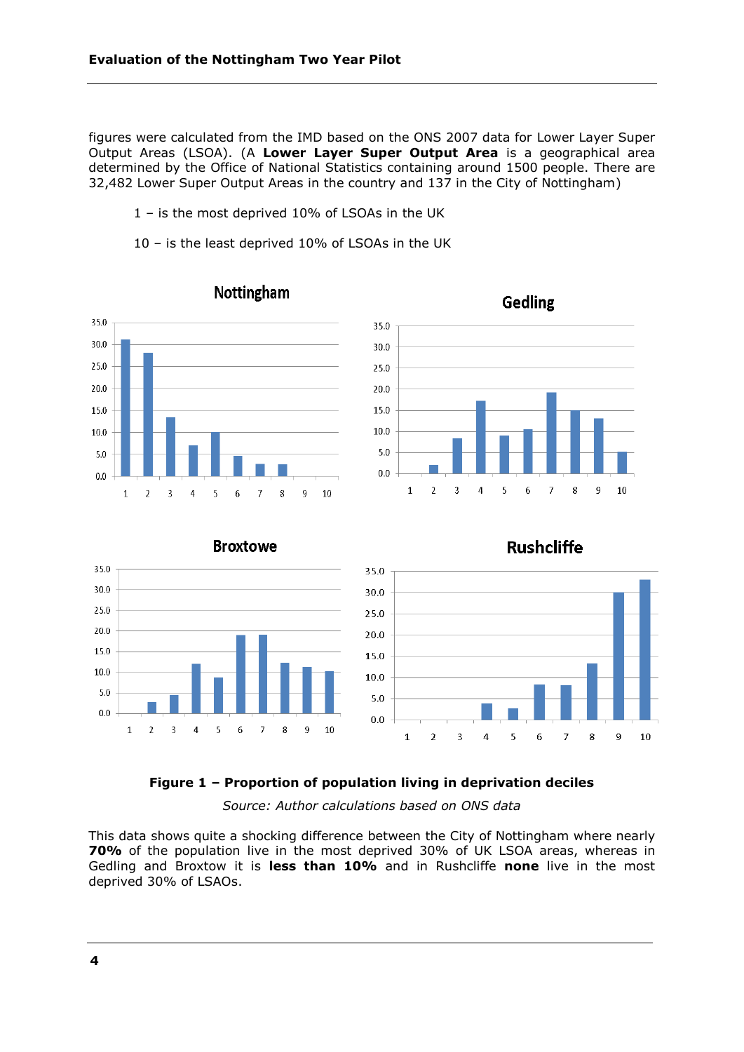figures were calculated from the IMD based on the ONS 2007 data for Lower Layer Super Output Areas (LSOA). (A **Lower Layer Super Output Area** is a geographical area determined by the Office of National Statistics containing around 1500 people. There are 32,482 Lower Super Output Areas in the country and 137 in the City of Nottingham)

1 – is the most deprived 10% of LSOAs in the UK

10 – is the least deprived 10% of LSOAs in the UK

**Figure 1 – Proportion of population living in deprivation deciles**

*Source: Author calculations based on ONS data*

This data shows quite a shocking difference between the City of Nottingham where nearly **70%** of the population live in the most deprived 30% of UK LSOA areas, whereas in Gedling and Broxtow it is **less than 10%** and in Rushcliffe **none** live in the most deprived 30% of LSAOs.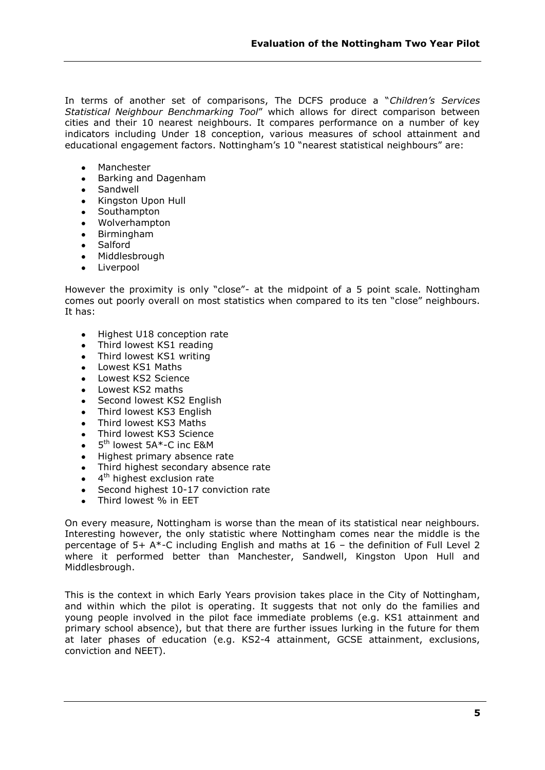In terms of another set of comparisons, The DCFS produce a "*Children's Services Statistical Neighbour Benchmarking Tool*" which allows for direct comparison between cities and their 10 nearest neighbours. It compares performance on a number of key indicators including Under 18 conception, various measures of school attainment and educational engagement factors. Nottingham's 10 "nearest statistical neighbours" are:

- Manchester
- Barking and Dagenham
- Sandwell
- Kingston Upon Hull
- Southampton
- Wolverhampton
- Birmingham
- Salford
- Middlesbrough
- Liverpool

However the proximity is only "close"- at the midpoint of a 5 point scale. Nottingham comes out poorly overall on most statistics when compared to its ten "close" neighbours. It has:

- Highest U18 conception rate
- Third lowest KS1 reading
- Third lowest KS1 writing
- Lowest KS1 Maths
- Lowest KS2 Science
- Lowest KS2 maths
- Second lowest KS2 English
- Third lowest KS3 English
- Third lowest KS3 Maths
- Third lowest KS3 Science
- 5th lowest 5A*-C inc E&M
- Highest primary absence rate
- Third highest secondary absence rate
- 4th highest exclusion rate
- Second highest 10-17 conviction rate
- Third lowest % in EET

On every measure, Nottingham is worse than the mean of its statistical near neighbours. Interesting however, the only statistic where Nottingham comes near the middle is the percentage of 5+ A*-C including English and maths at 16 – the definition of Full Level 2 where it performed better than Manchester, Sandwell, Kingston Upon Hull and Middlesbrough.

This is the context in which Early Years provision takes place in the City of Nottingham, and within which the pilot is operating. It suggests that not only do the families and young people involved in the pilot face immediate problems (e.g. KS1 attainment and primary school absence), but that there are further issues lurking in the future for them at later phases of education (e.g. KS2-4 attainment, GCSE attainment, exclusions, conviction and NEET).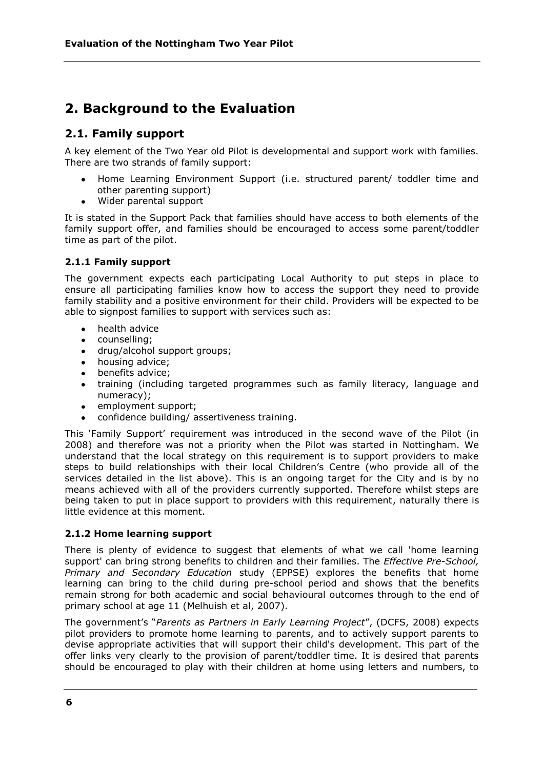# 2. Background to the Evaluation

## 2.1. Family support

A key element of the Two Year old Pilot is developmental and support work with families. There are two strands of family support:

- Home Learning Environment Support (i.e. structured parent/ toddler time and other parenting support)
- Wider parental support

It is stated in the Support Pack that families should have access to both elements of the family support offer, and families should be encouraged to access some parent/toddler time as part of the pilot.

### 2.1.1 Family support

The government expects each participating Local Authority to put steps in place to ensure all participating families know how to access the support they need to provide family stability and a positive environment for their child. Providers will be expected to be able to signpost families to support with services such as:

- health advice
- counselling;
- drug/alcohol support groups;
- housing advice;
- benefits advice;
- training (including targeted programmes such as family literacy, language and numeracy);
- employment support;
- confidence building/ assertiveness training.

This 'Family Support' requirement was introduced in the second wave of the Pilot (in 2008) and therefore was not a priority when the Pilot was started in Nottingham. We understand that the local strategy on this requirement is to support providers to make steps to build relationships with their local Children's Centre (who provide all of the services detailed in the list above). This is an ongoing target for the City and is by no means achieved with all of the providers currently supported. Therefore whilst steps are being taken to put in place support to providers with this requirement, naturally there is little evidence at this moment.

### 2.1.2 Home learning support

There is plenty of evidence to suggest that elements of what we call 'home learning support' can bring strong benefits to children and their families. The *Effective Pre-School, Primary and Secondary Education* study (EPPSE) explores the benefits that home learning can bring to the child during pre-school period and shows that the benefits remain strong for both academic and social behavioural outcomes through to the end of primary school at age 11 (Melhuish et al, 2007).

The government's "*Parents as Partners in Early Learning Project*", (DCFS, 2008) expects pilot providers to promote home learning to parents, and to actively support parents to devise appropriate activities that will support their child's development. This part of the offer links very clearly to the provision of parent/toddler time. It is desired that parents should be encouraged to play with their children at home using letters and numbers, to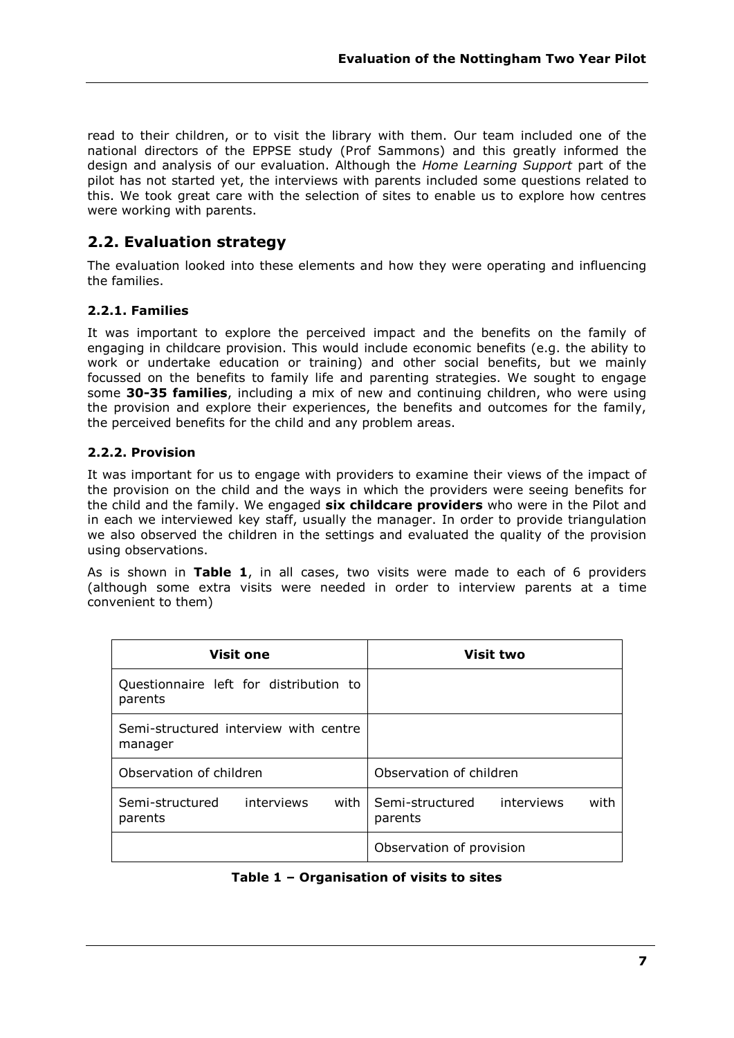read to their children, or to visit the library with them. Our team included one of the national directors of the EPPSE study (Prof Sammons) and this greatly informed the design and analysis of our evaluation. Although the *Home Learning Support* part of the pilot has not started yet, the interviews with parents included some questions related to this. We took great care with the selection of sites to enable us to explore how centres were working with parents.

## 2.2. Evaluation strategy

The evaluation looked into these elements and how they were operating and influencing the families.

### 2.2.1. Families

It was important to explore the perceived impact and the benefits on the family of engaging in childcare provision. This would include economic benefits (e.g. the ability to work or undertake education or training) and other social benefits, but we mainly focussed on the benefits to family life and parenting strategies. We sought to engage some **30-35 families**, including a mix of new and continuing children, who were using the provision and explore their experiences, the benefits and outcomes for the family, the perceived benefits for the child and any problem areas.

### 2.2.2. Provision

It was important for us to engage with providers to examine their views of the impact of the provision on the child and the ways in which the providers were seeing benefits for the child and the family. We engaged **six childcare providers** who were in the Pilot and in each we interviewed key staff, usually the manager. In order to provide triangulation we also observed the children in the settings and evaluated the quality of the provision using observations.

As is shown in **Table 1**, in all cases, two visits were made to each of 6 providers (although some extra visits were needed in order to interview parents at a time convenient to them)

| Visit one | Visit two |
|---|---|
| Questionnaire left for distribution to parents | |
| Semi-structured interview with centre manager | |
| Observation of children | Observation of children |
| Semi-structured interviews with parents | Semi-structured interviews with parents |
| | Observation of provision |

**Table 1 – Organisation of visits to sites**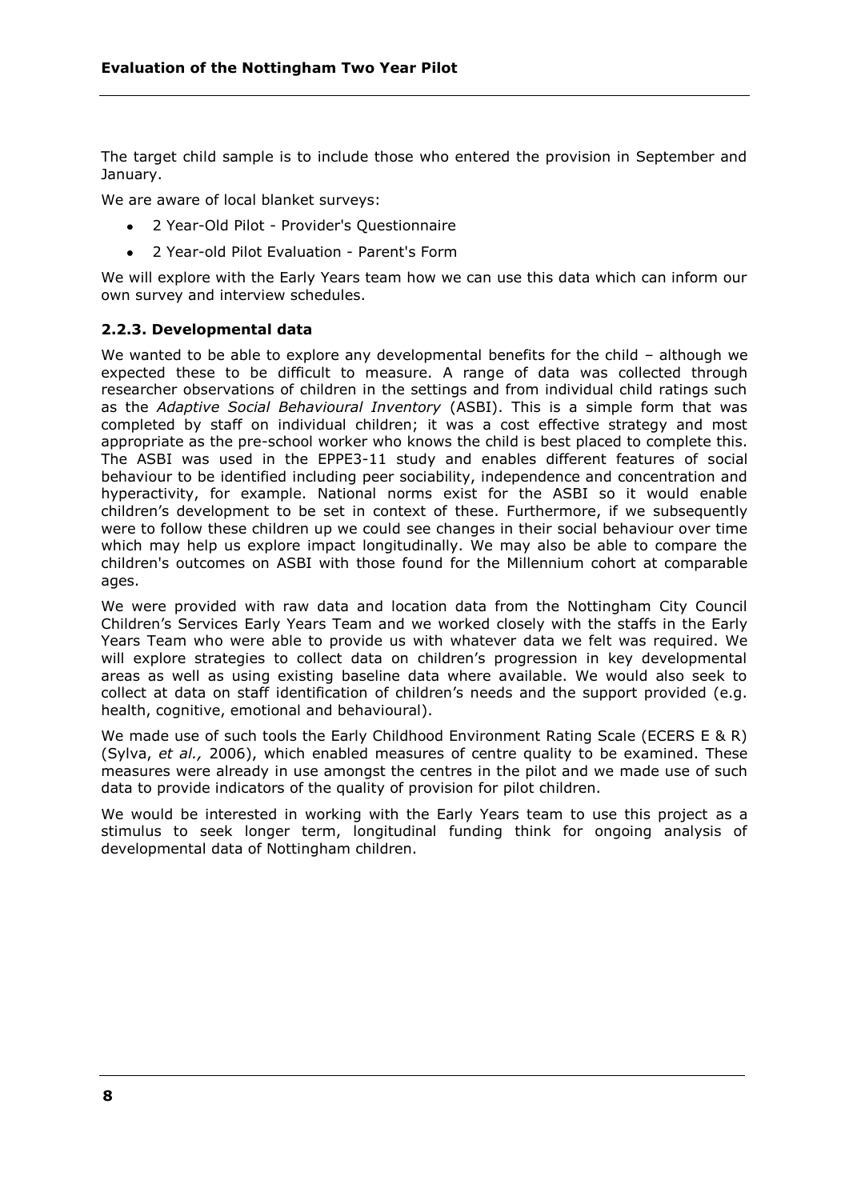The target child sample is to include those who entered the provision in September and January.

We are aware of local blanket surveys:

- 2 Year-Old Pilot - Provider's Questionnaire
- 2 Year-old Pilot Evaluation - Parent's Form

We will explore with the Early Years team how we can use this data which can inform our own survey and interview schedules.

### 2.2.3. Developmental data

We wanted to be able to explore any developmental benefits for the child – although we expected these to be difficult to measure. A range of data was collected through researcher observations of children in the settings and from individual child ratings such as the *Adaptive Social Behavioural Inventory* (ASBI). This is a simple form that was completed by staff on individual children; it was a cost effective strategy and most appropriate as the pre-school worker who knows the child is best placed to complete this. The ASBI was used in the EPPE3-11 study and enables different features of social behaviour to be identified including peer sociability, independence and concentration and hyperactivity, for example. National norms exist for the ASBI so it would enable children's development to be set in context of these. Furthermore, if we subsequently were to follow these children up we could see changes in their social behaviour over time which may help us explore impact longitudinally. We may also be able to compare the children's outcomes on ASBI with those found for the Millennium cohort at comparable ages.

We were provided with raw data and location data from the Nottingham City Council Children's Services Early Years Team and we worked closely with the staffs in the Early Years Team who were able to provide us with whatever data we felt was required. We will explore strategies to collect data on children's progression in key developmental areas as well as using existing baseline data where available. We would also seek to collect at data on staff identification of children's needs and the support provided (e.g. health, cognitive, emotional and behavioural).

We made use of such tools the Early Childhood Environment Rating Scale (ECERS E & R) (Sylva, *et al.,* 2006), which enabled measures of centre quality to be examined. These measures were already in use amongst the centres in the pilot and we made use of such data to provide indicators of the quality of provision for pilot children.

We would be interested in working with the Early Years team to use this project as a stimulus to seek longer term, longitudinal funding think for ongoing analysis of developmental data of Nottingham children.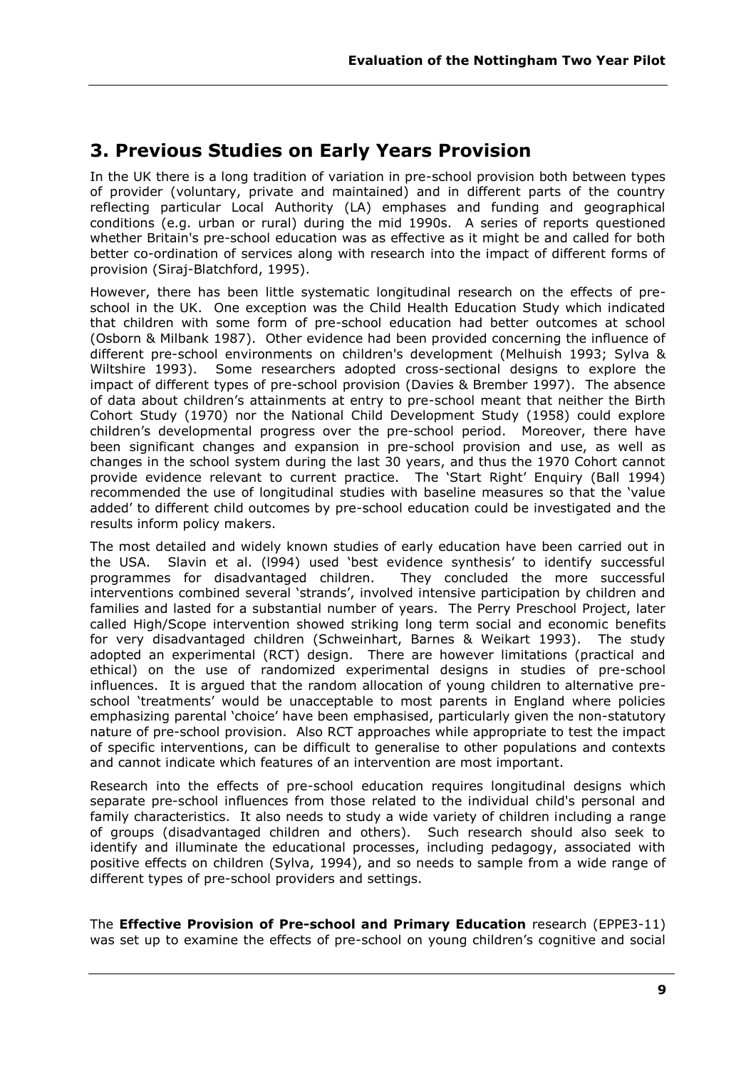## 3. Previous Studies on Early Years Provision

In the UK there is a long tradition of variation in pre-school provision both between types of provider (voluntary, private and maintained) and in different parts of the country reflecting particular Local Authority (LA) emphases and funding and geographical conditions (e.g. urban or rural) during the mid 1990s. A series of reports questioned whether Britain's pre-school education was as effective as it might be and called for both better co-ordination of services along with research into the impact of different forms of provision (Siraj-Blatchford, 1995).

However, there has been little systematic longitudinal research on the effects of pre-school in the UK. One exception was the Child Health Education Study which indicated that children with some form of pre-school education had better outcomes at school (Osborn & Milbank 1987). Other evidence had been provided concerning the influence of different pre-school environments on children's development (Melhuish 1993; Sylva & Wiltshire 1993). Some researchers adopted cross-sectional designs to explore the impact of different types of pre-school provision (Davies & Brember 1997). The absence of data about children's attainments at entry to pre-school meant that neither the Birth Cohort Study (1970) nor the National Child Development Study (1958) could explore children's developmental progress over the pre-school period. Moreover, there have been significant changes and expansion in pre-school provision and use, as well as changes in the school system during the last 30 years, and thus the 1970 Cohort cannot provide evidence relevant to current practice. The 'Start Right' Enquiry (Ball 1994) recommended the use of longitudinal studies with baseline measures so that the 'value added' to different child outcomes by pre-school education could be investigated and the results inform policy makers.

The most detailed and widely known studies of early education have been carried out in the USA. Slavin et al. (l994) used 'best evidence synthesis' to identify successful programmes for disadvantaged children. They concluded the more successful interventions combined several 'strands', involved intensive participation by children and families and lasted for a substantial number of years. The Perry Preschool Project, later called High/Scope intervention showed striking long term social and economic benefits for very disadvantaged children (Schweinhart, Barnes & Weikart 1993). The study adopted an experimental (RCT) design. There are however limitations (practical and ethical) on the use of randomized experimental designs in studies of pre-school influences. It is argued that the random allocation of young children to alternative pre-school 'treatments' would be unacceptable to most parents in England where policies emphasizing parental 'choice' have been emphasised, particularly given the non-statutory nature of pre-school provision. Also RCT approaches while appropriate to test the impact of specific interventions, can be difficult to generalise to other populations and contexts and cannot indicate which features of an intervention are most important.

Research into the effects of pre-school education requires longitudinal designs which separate pre-school influences from those related to the individual child's personal and family characteristics. It also needs to study a wide variety of children including a range of groups (disadvantaged children and others). Such research should also seek to identify and illuminate the educational processes, including pedagogy, associated with positive effects on children (Sylva, 1994), and so needs to sample from a wide range of different types of pre-school providers and settings.

The **Effective Provision of Pre-school and Primary Education** research (EPPE3-11) was set up to examine the effects of pre-school on young children's cognitive and social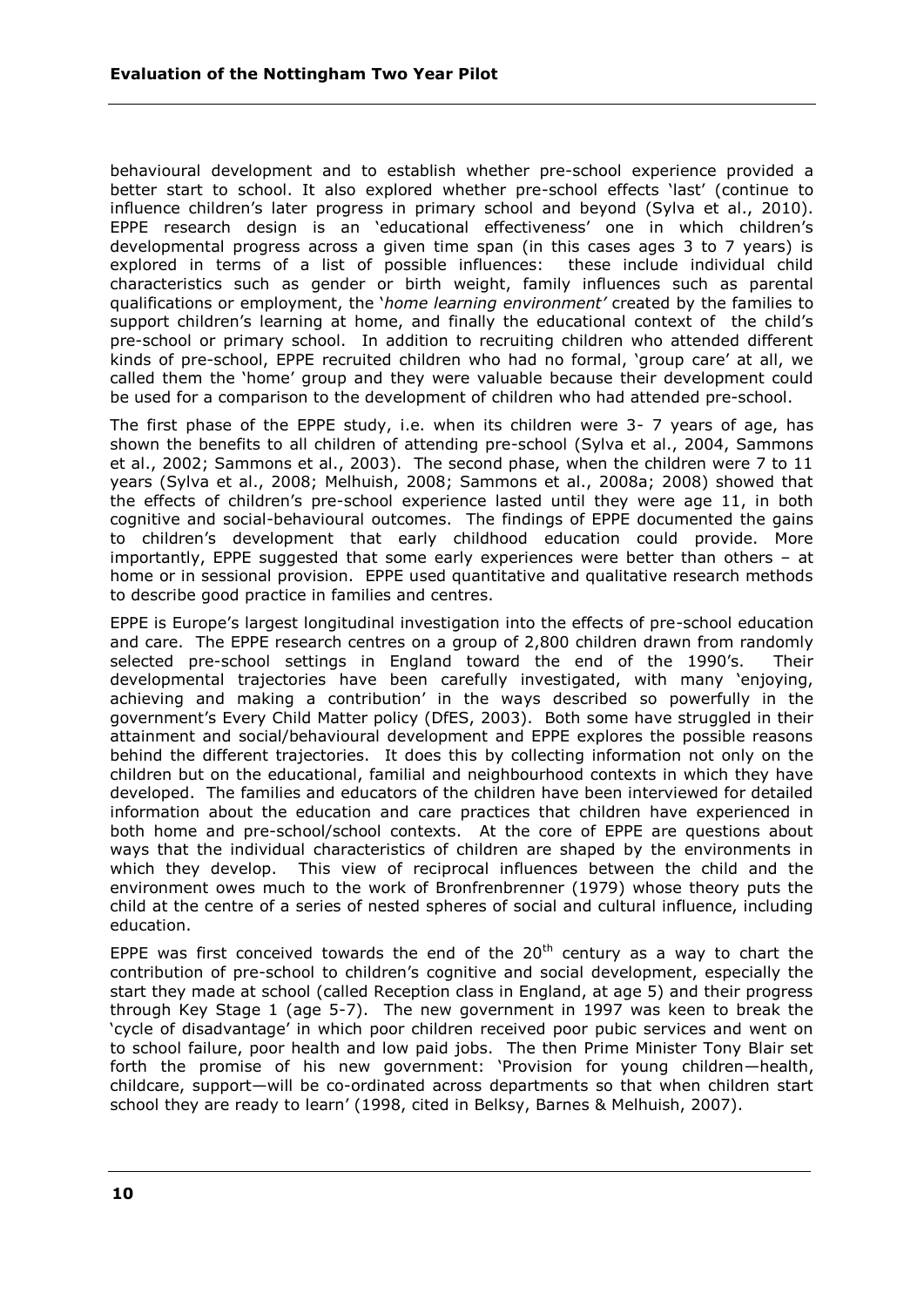behavioural development and to establish whether pre-school experience provided a better start to school. It also explored whether pre-school effects 'last' (continue to influence children's later progress in primary school and beyond (Sylva et al., 2010). EPPE research design is an 'educational effectiveness' one in which children's developmental progress across a given time span (in this cases ages 3 to 7 years) is explored in terms of a list of possible influences: these include individual child characteristics such as gender or birth weight, family influences such as parental qualifications or employment, the '*home learning environment'* created by the families to support children's learning at home, and finally the educational context of the child's pre-school or primary school. In addition to recruiting children who attended different kinds of pre-school, EPPE recruited children who had no formal, 'group care' at all, we called them the 'home' group and they were valuable because their development could be used for a comparison to the development of children who had attended pre-school.

The first phase of the EPPE study, i.e. when its children were 3- 7 years of age, has shown the benefits to all children of attending pre-school (Sylva et al., 2004, Sammons et al., 2002; Sammons et al., 2003). The second phase, when the children were 7 to 11 years (Sylva et al., 2008; Melhuish, 2008; Sammons et al., 2008a; 2008) showed that the effects of children's pre-school experience lasted until they were age 11, in both cognitive and social-behavioural outcomes. The findings of EPPE documented the gains to children's development that early childhood education could provide. More importantly, EPPE suggested that some early experiences were better than others – at home or in sessional provision. EPPE used quantitative and qualitative research methods to describe good practice in families and centres.

EPPE is Europe's largest longitudinal investigation into the effects of pre-school education and care. The EPPE research centres on a group of 2,800 children drawn from randomly selected pre-school settings in England toward the end of the 1990's. Their developmental trajectories have been carefully investigated, with many 'enjoying, achieving and making a contribution' in the ways described so powerfully in the government's Every Child Matter policy (DfES, 2003). Both some have struggled in their attainment and social/behavioural development and EPPE explores the possible reasons behind the different trajectories. It does this by collecting information not only on the children but on the educational, familial and neighbourhood contexts in which they have developed. The families and educators of the children have been interviewed for detailed information about the education and care practices that children have experienced in both home and pre-school/school contexts. At the core of EPPE are questions about ways that the individual characteristics of children are shaped by the environments in which they develop. This view of reciprocal influences between the child and the environment owes much to the work of Bronfrenbrenner (1979) whose theory puts the child at the centre of a series of nested spheres of social and cultural influence, including education.

EPPE was first conceived towards the end of the 20th century as a way to chart the contribution of pre-school to children's cognitive and social development, especially the start they made at school (called Reception class in England, at age 5) and their progress through Key Stage 1 (age 5-7). The new government in 1997 was keen to break the 'cycle of disadvantage' in which poor children received poor pubic services and went on to school failure, poor health and low paid jobs. The then Prime Minister Tony Blair set forth the promise of his new government: 'Provision for young children—health, childcare, support—will be co-ordinated across departments so that when children start school they are ready to learn' (1998, cited in Belksy, Barnes & Melhuish, 2007).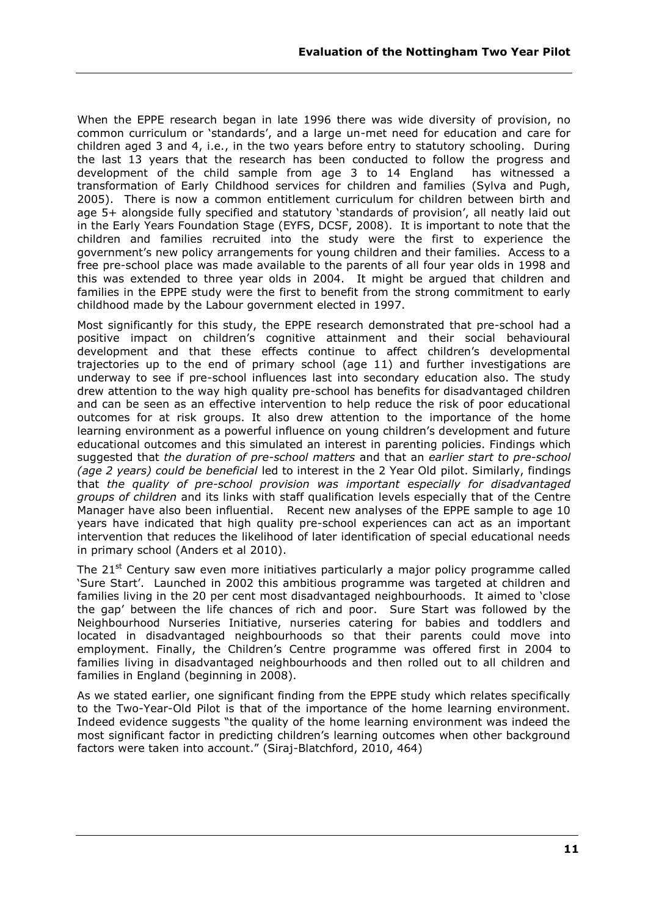When the EPPE research began in late 1996 there was wide diversity of provision, no common curriculum or 'standards', and a large un-met need for education and care for children aged 3 and 4, i.e., in the two years before entry to statutory schooling. During the last 13 years that the research has been conducted to follow the progress and development of the child sample from age 3 to 14 England has witnessed a transformation of Early Childhood services for children and families (Sylva and Pugh, 2005). There is now a common entitlement curriculum for children between birth and age 5+ alongside fully specified and statutory 'standards of provision', all neatly laid out in the Early Years Foundation Stage (EYFS, DCSF, 2008). It is important to note that the children and families recruited into the study were the first to experience the government's new policy arrangements for young children and their families. Access to a free pre-school place was made available to the parents of all four year olds in 1998 and this was extended to three year olds in 2004. It might be argued that children and families in the EPPE study were the first to benefit from the strong commitment to early childhood made by the Labour government elected in 1997.

Most significantly for this study, the EPPE research demonstrated that pre-school had a positive impact on children's cognitive attainment and their social behavioural development and that these effects continue to affect children's developmental trajectories up to the end of primary school (age 11) and further investigations are underway to see if pre-school influences last into secondary education also. The study drew attention to the way high quality pre-school has benefits for disadvantaged children and can be seen as an effective intervention to help reduce the risk of poor educational outcomes for at risk groups. It also drew attention to the importance of the home learning environment as a powerful influence on young children's development and future educational outcomes and this simulated an interest in parenting policies. Findings which suggested that *the duration of pre-school matters* and that an *earlier start to pre-school (age 2 years) could be beneficial* led to interest in the 2 Year Old pilot. Similarly, findings that *the quality of pre-school provision was important especially for disadvantaged groups of children* and its links with staff qualification levels especially that of the Centre Manager have also been influential. Recent new analyses of the EPPE sample to age 10 years have indicated that high quality pre-school experiences can act as an important intervention that reduces the likelihood of later identification of special educational needs in primary school (Anders et al 2010).

The 21st Century saw even more initiatives particularly a major policy programme called 'Sure Start'. Launched in 2002 this ambitious programme was targeted at children and families living in the 20 per cent most disadvantaged neighbourhoods. It aimed to 'close the gap' between the life chances of rich and poor. Sure Start was followed by the Neighbourhood Nurseries Initiative, nurseries catering for babies and toddlers and located in disadvantaged neighbourhoods so that their parents could move into employment. Finally, the Children's Centre programme was offered first in 2004 to families living in disadvantaged neighbourhoods and then rolled out to all children and families in England (beginning in 2008).

As we stated earlier, one significant finding from the EPPE study which relates specifically to the Two-Year-Old Pilot is that of the importance of the home learning environment. Indeed evidence suggests "the quality of the home learning environment was indeed the most significant factor in predicting children's learning outcomes when other background factors were taken into account." (Siraj-Blatchford, 2010, 464)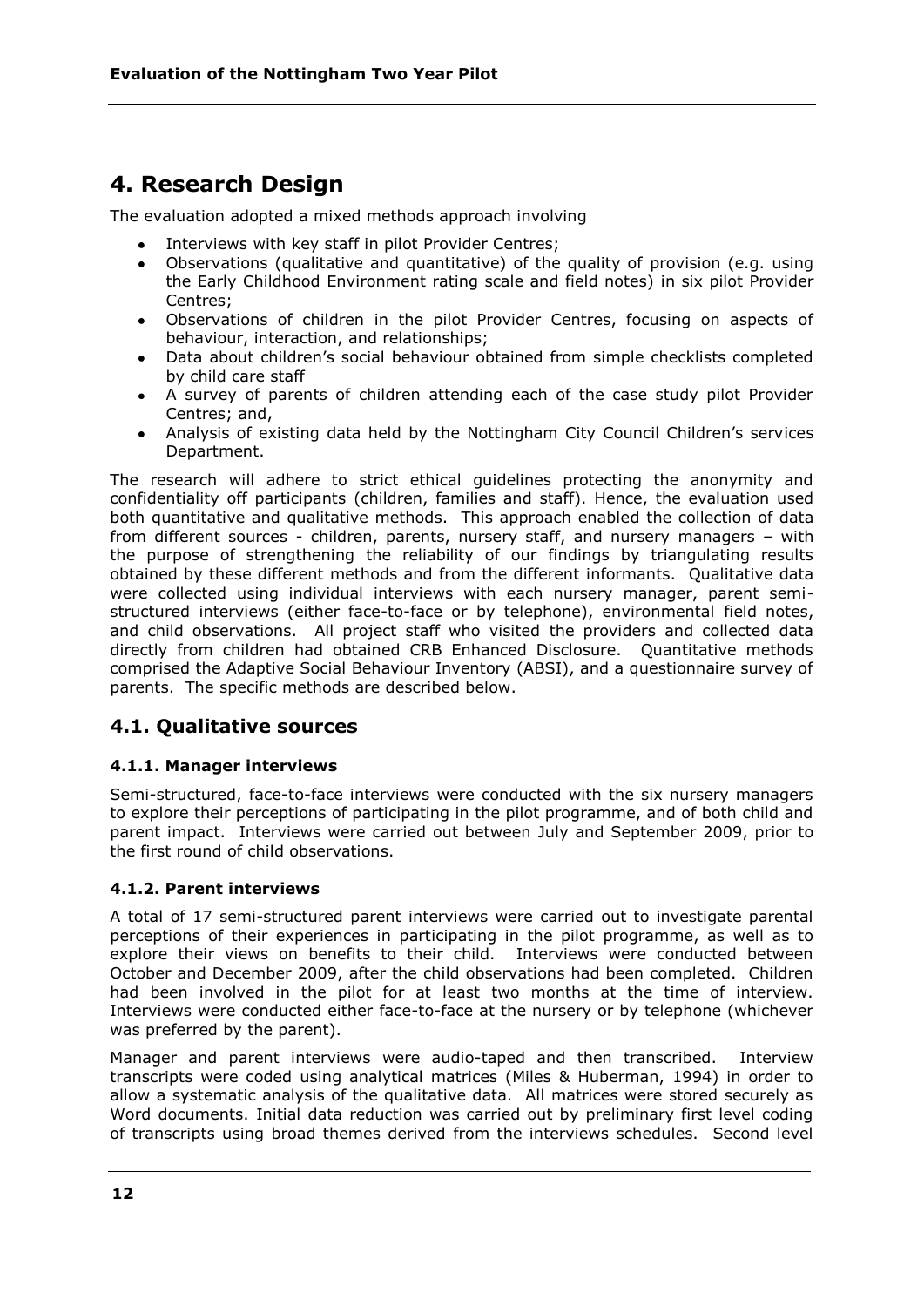# 4. Research Design

The evaluation adopted a mixed methods approach involving

- Interviews with key staff in pilot Provider Centres;
- Observations (qualitative and quantitative) of the quality of provision (e.g. using the Early Childhood Environment rating scale and field notes) in six pilot Provider Centres;
- Observations of children in the pilot Provider Centres, focusing on aspects of behaviour, interaction, and relationships;
- Data about children's social behaviour obtained from simple checklists completed by child care staff
- A survey of parents of children attending each of the case study pilot Provider Centres; and,
- Analysis of existing data held by the Nottingham City Council Children's services Department.

The research will adhere to strict ethical guidelines protecting the anonymity and confidentiality off participants (children, families and staff). Hence, the evaluation used both quantitative and qualitative methods. This approach enabled the collection of data from different sources - children, parents, nursery staff, and nursery managers – with the purpose of strengthening the reliability of our findings by triangulating results obtained by these different methods and from the different informants. Qualitative data were collected using individual interviews with each nursery manager, parent semi-structured interviews (either face-to-face or by telephone), environmental field notes, and child observations. All project staff who visited the providers and collected data directly from children had obtained CRB Enhanced Disclosure. Quantitative methods comprised the Adaptive Social Behaviour Inventory (ABSI), and a questionnaire survey of parents. The specific methods are described below.

## 4.1. Qualitative sources

### 4.1.1. Manager interviews

Semi-structured, face-to-face interviews were conducted with the six nursery managers to explore their perceptions of participating in the pilot programme, and of both child and parent impact. Interviews were carried out between July and September 2009, prior to the first round of child observations.

### 4.1.2. Parent interviews

A total of 17 semi-structured parent interviews were carried out to investigate parental perceptions of their experiences in participating in the pilot programme, as well as to explore their views on benefits to their child. Interviews were conducted between October and December 2009, after the child observations had been completed. Children had been involved in the pilot for at least two months at the time of interview. Interviews were conducted either face-to-face at the nursery or by telephone (whichever was preferred by the parent).

Manager and parent interviews were audio-taped and then transcribed. Interview transcripts were coded using analytical matrices (Miles & Huberman, 1994) in order to allow a systematic analysis of the qualitative data. All matrices were stored securely as Word documents. Initial data reduction was carried out by preliminary first level coding of transcripts using broad themes derived from the interviews schedules. Second level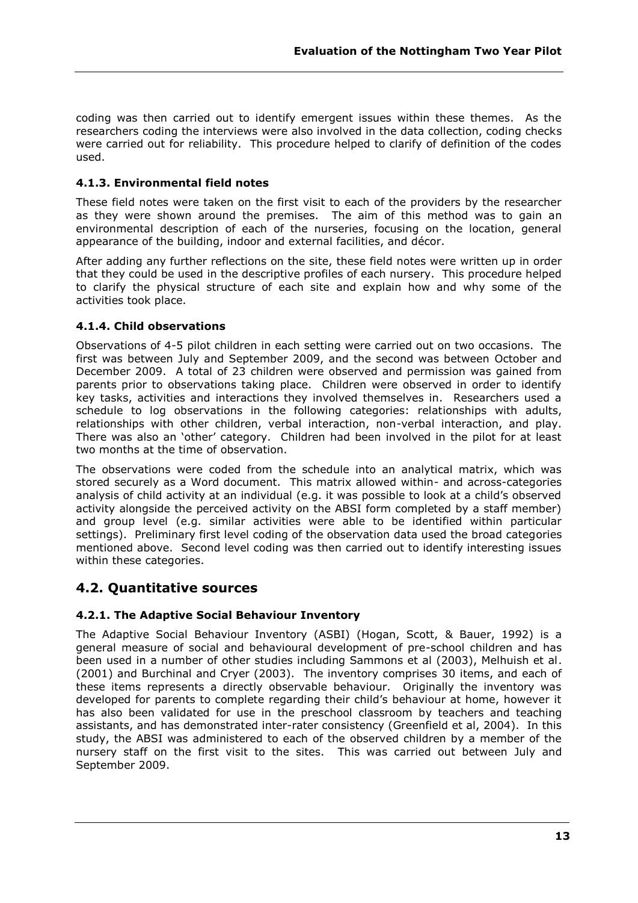coding was then carried out to identify emergent issues within these themes. As the researchers coding the interviews were also involved in the data collection, coding checks were carried out for reliability. This procedure helped to clarify of definition of the codes used.

### 4.1.3. Environmental field notes

These field notes were taken on the first visit to each of the providers by the researcher as they were shown around the premises. The aim of this method was to gain an environmental description of each of the nurseries, focusing on the location, general appearance of the building, indoor and external facilities, and décor.

After adding any further reflections on the site, these field notes were written up in order that they could be used in the descriptive profiles of each nursery. This procedure helped to clarify the physical structure of each site and explain how and why some of the activities took place.

### 4.1.4. Child observations

Observations of 4-5 pilot children in each setting were carried out on two occasions. The first was between July and September 2009, and the second was between October and December 2009. A total of 23 children were observed and permission was gained from parents prior to observations taking place. Children were observed in order to identify key tasks, activities and interactions they involved themselves in. Researchers used a schedule to log observations in the following categories: relationships with adults, relationships with other children, verbal interaction, non-verbal interaction, and play. There was also an 'other' category. Children had been involved in the pilot for at least two months at the time of observation.

The observations were coded from the schedule into an analytical matrix, which was stored securely as a Word document. This matrix allowed within- and across-categories analysis of child activity at an individual (e.g. it was possible to look at a child's observed activity alongside the perceived activity on the ABSI form completed by a staff member) and group level (e.g. similar activities were able to be identified within particular settings). Preliminary first level coding of the observation data used the broad categories mentioned above. Second level coding was then carried out to identify interesting issues within these categories.

## 4.2. Quantitative sources

### 4.2.1. The Adaptive Social Behaviour Inventory

The Adaptive Social Behaviour Inventory (ASBI) (Hogan, Scott, & Bauer, 1992) is a general measure of social and behavioural development of pre-school children and has been used in a number of other studies including Sammons et al (2003), Melhuish et al. (2001) and Burchinal and Cryer (2003). The inventory comprises 30 items, and each of these items represents a directly observable behaviour. Originally the inventory was developed for parents to complete regarding their child's behaviour at home, however it has also been validated for use in the preschool classroom by teachers and teaching assistants, and has demonstrated inter-rater consistency (Greenfield et al, 2004). In this study, the ABSI was administered to each of the observed children by a member of the nursery staff on the first visit to the sites. This was carried out between July and September 2009.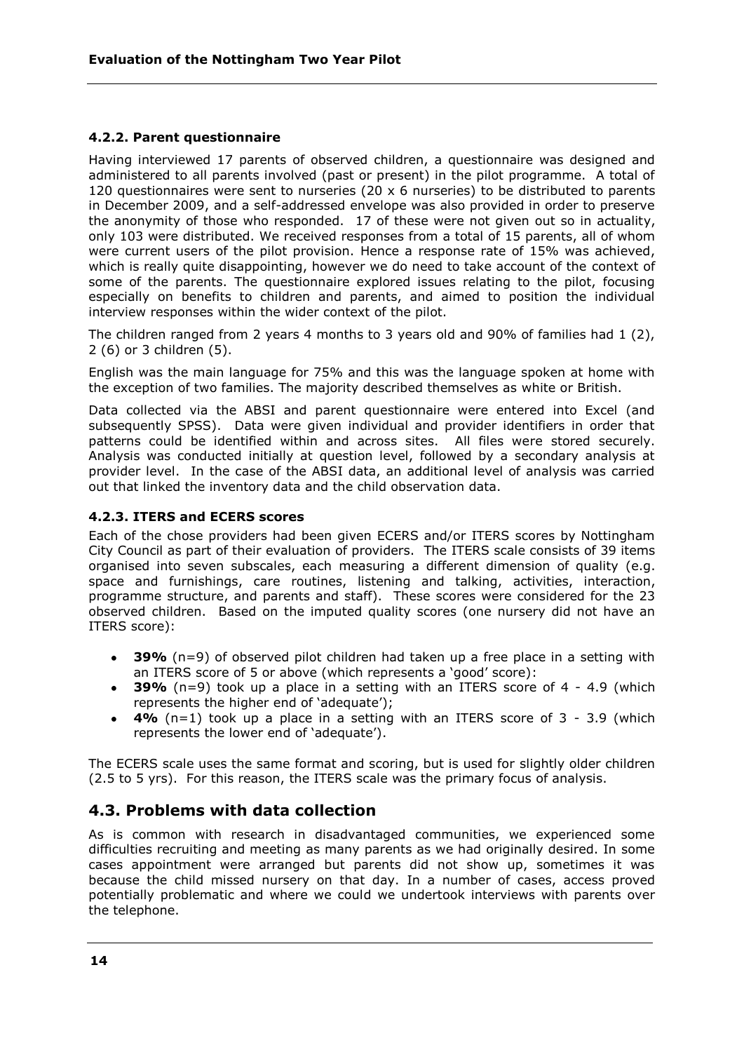#### 4.2.2. Parent questionnaire

Having interviewed 17 parents of observed children, a questionnaire was designed and administered to all parents involved (past or present) in the pilot programme. A total of 120 questionnaires were sent to nurseries (20 x 6 nurseries) to be distributed to parents in December 2009, and a self-addressed envelope was also provided in order to preserve the anonymity of those who responded. 17 of these were not given out so in actuality, only 103 were distributed. We received responses from a total of 15 parents, all of whom were current users of the pilot provision. Hence a response rate of 15% was achieved, which is really quite disappointing, however we do need to take account of the context of some of the parents. The questionnaire explored issues relating to the pilot, focusing especially on benefits to children and parents, and aimed to position the individual interview responses within the wider context of the pilot.

The children ranged from 2 years 4 months to 3 years old and 90% of families had 1 (2), 2 (6) or 3 children (5).

English was the main language for 75% and this was the language spoken at home with the exception of two families. The majority described themselves as white or British.

Data collected via the ABSI and parent questionnaire were entered into Excel (and subsequently SPSS). Data were given individual and provider identifiers in order that patterns could be identified within and across sites. All files were stored securely. Analysis was conducted initially at question level, followed by a secondary analysis at provider level. In the case of the ABSI data, an additional level of analysis was carried out that linked the inventory data and the child observation data.

#### 4.2.3. ITERS and ECERS scores

Each of the chose providers had been given ECERS and/or ITERS scores by Nottingham City Council as part of their evaluation of providers. The ITERS scale consists of 39 items organised into seven subscales, each measuring a different dimension of quality (e.g. space and furnishings, care routines, listening and talking, activities, interaction, programme structure, and parents and staff). These scores were considered for the 23 observed children. Based on the imputed quality scores (one nursery did not have an ITERS score):

- **39%** (n=9) of observed pilot children had taken up a free place in a setting with an ITERS score of 5 or above (which represents a 'good' score):
- **39%** (n=9) took up a place in a setting with an ITERS score of 4 - 4.9 (which represents the higher end of 'adequate');
- **4%** (n=1) took up a place in a setting with an ITERS score of 3 - 3.9 (which represents the lower end of 'adequate').

The ECERS scale uses the same format and scoring, but is used for slightly older children (2.5 to 5 yrs). For this reason, the ITERS scale was the primary focus of analysis.

## 4.3. Problems with data collection

As is common with research in disadvantaged communities, we experienced some difficulties recruiting and meeting as many parents as we had originally desired. In some cases appointment were arranged but parents did not show up, sometimes it was because the child missed nursery on that day. In a number of cases, access proved potentially problematic and where we could we undertook interviews with parents over the telephone.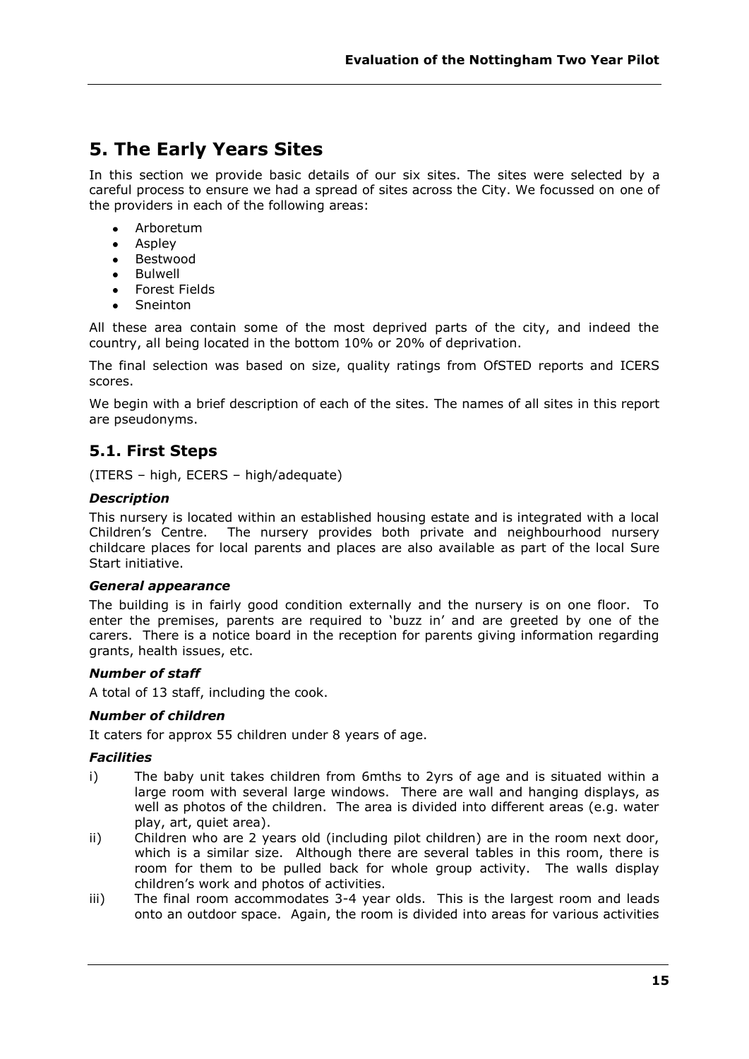## 5. The Early Years Sites

In this section we provide basic details of our six sites. The sites were selected by a careful process to ensure we had a spread of sites across the City. We focussed on one of the providers in each of the following areas:

- Arboretum
- Aspley
- Bestwood
- Bulwell
- Forest Fields
- Sneinton

All these area contain some of the most deprived parts of the city, and indeed the country, all being located in the bottom 10% or 20% of deprivation.

The final selection was based on size, quality ratings from OfSTED reports and ICERS scores.

We begin with a brief description of each of the sites. The names of all sites in this report are pseudonyms.

### 5.1. First Steps

(ITERS – high, ECERS – high/adequate)

#### *Description*

This nursery is located within an established housing estate and is integrated with a local Children's Centre. The nursery provides both private and neighbourhood nursery childcare places for local parents and places are also available as part of the local Sure Start initiative.

#### *General appearance*

The building is in fairly good condition externally and the nursery is on one floor. To enter the premises, parents are required to 'buzz in' and are greeted by one of the carers. There is a notice board in the reception for parents giving information regarding grants, health issues, etc.

#### *Number of staff*

A total of 13 staff, including the cook.

#### *Number of children*

It caters for approx 55 children under 8 years of age.

#### *Facilities*

i) The baby unit takes children from 6mths to 2yrs of age and is situated within a large room with several large windows. There are wall and hanging displays, as well as photos of the children. The area is divided into different areas (e.g. water play, art, quiet area).

ii) Children who are 2 years old (including pilot children) are in the room next door, which is a similar size. Although there are several tables in this room, there is room for them to be pulled back for whole group activity. The walls display children's work and photos of activities.

iii) The final room accommodates 3-4 year olds. This is the largest room and leads onto an outdoor space. Again, the room is divided into areas for various activities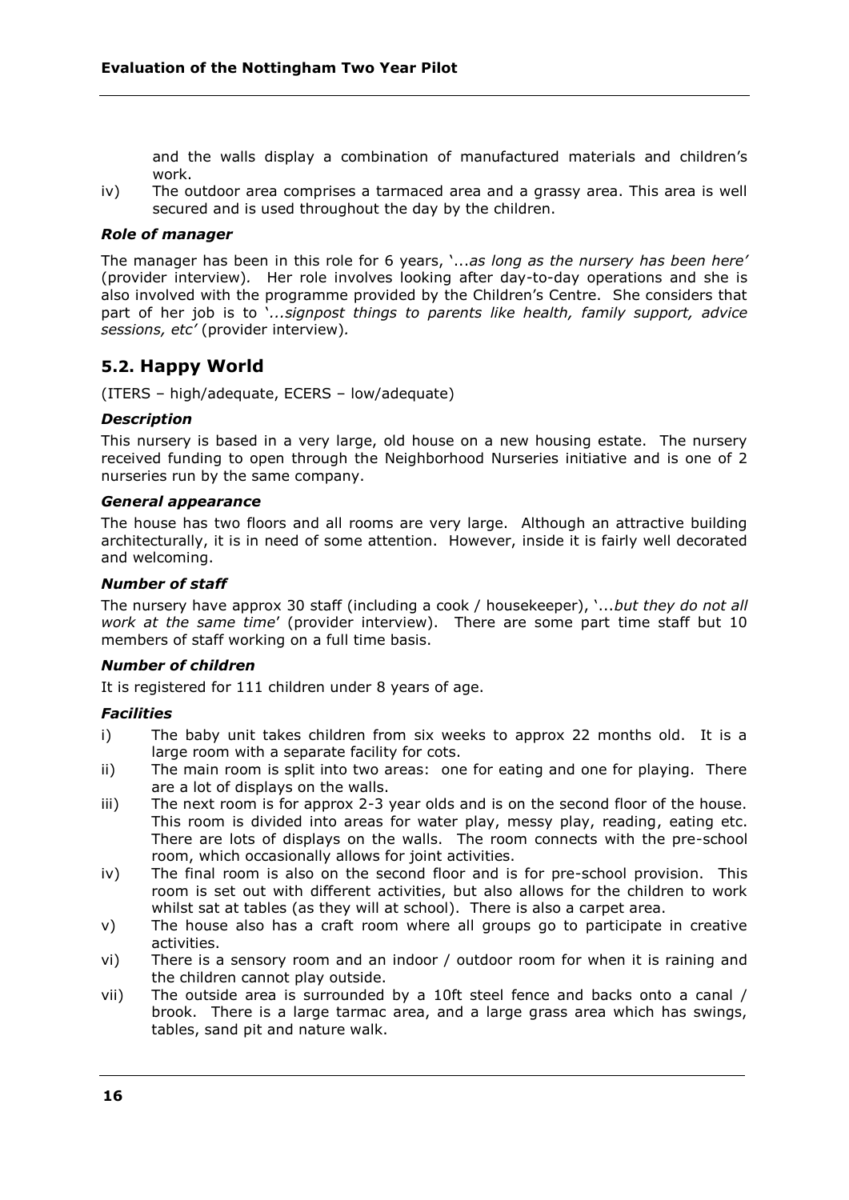and the walls display a combination of manufactured materials and children's work.

iv) The outdoor area comprises a tarmaced area and a grassy area. This area is well secured and is used throughout the day by the children.

### *Role of manager*

The manager has been in this role for 6 years, '...*as long as the nursery has been here'* (provider interview). Her role involves looking after day-to-day operations and she is also involved with the programme provided by the Children's Centre. She considers that part of her job is to '*...signpost things to parents like health, family support, advice sessions, etc'* (provider interview).

## 5.2. Happy World

(ITERS – high/adequate, ECERS – low/adequate)

### *Description*

This nursery is based in a very large, old house on a new housing estate. The nursery received funding to open through the Neighborhood Nurseries initiative and is one of 2 nurseries run by the same company.

### *General appearance*

The house has two floors and all rooms are very large. Although an attractive building architecturally, it is in need of some attention. However, inside it is fairly well decorated and welcoming.

### *Number of staff*

The nursery have approx 30 staff (including a cook / housekeeper), '...*but they do not all work at the same time*' (provider interview). There are some part time staff but 10 members of staff working on a full time basis.

### *Number of children*

It is registered for 111 children under 8 years of age.

### *Facilities*

i) The baby unit takes children from six weeks to approx 22 months old. It is a large room with a separate facility for cots.

ii) The main room is split into two areas: one for eating and one for playing. There are a lot of displays on the walls.

iii) The next room is for approx 2-3 year olds and is on the second floor of the house. This room is divided into areas for water play, messy play, reading, eating etc. There are lots of displays on the walls. The room connects with the pre-school room, which occasionally allows for joint activities.

iv) The final room is also on the second floor and is for pre-school provision. This room is set out with different activities, but also allows for the children to work whilst sat at tables (as they will at school). There is also a carpet area.

v) The house also has a craft room where all groups go to participate in creative activities.

vi) There is a sensory room and an indoor / outdoor room for when it is raining and the children cannot play outside.

vii) The outside area is surrounded by a 10ft steel fence and backs onto a canal / brook. There is a large tarmac area, and a large grass area which has swings, tables, sand pit and nature walk.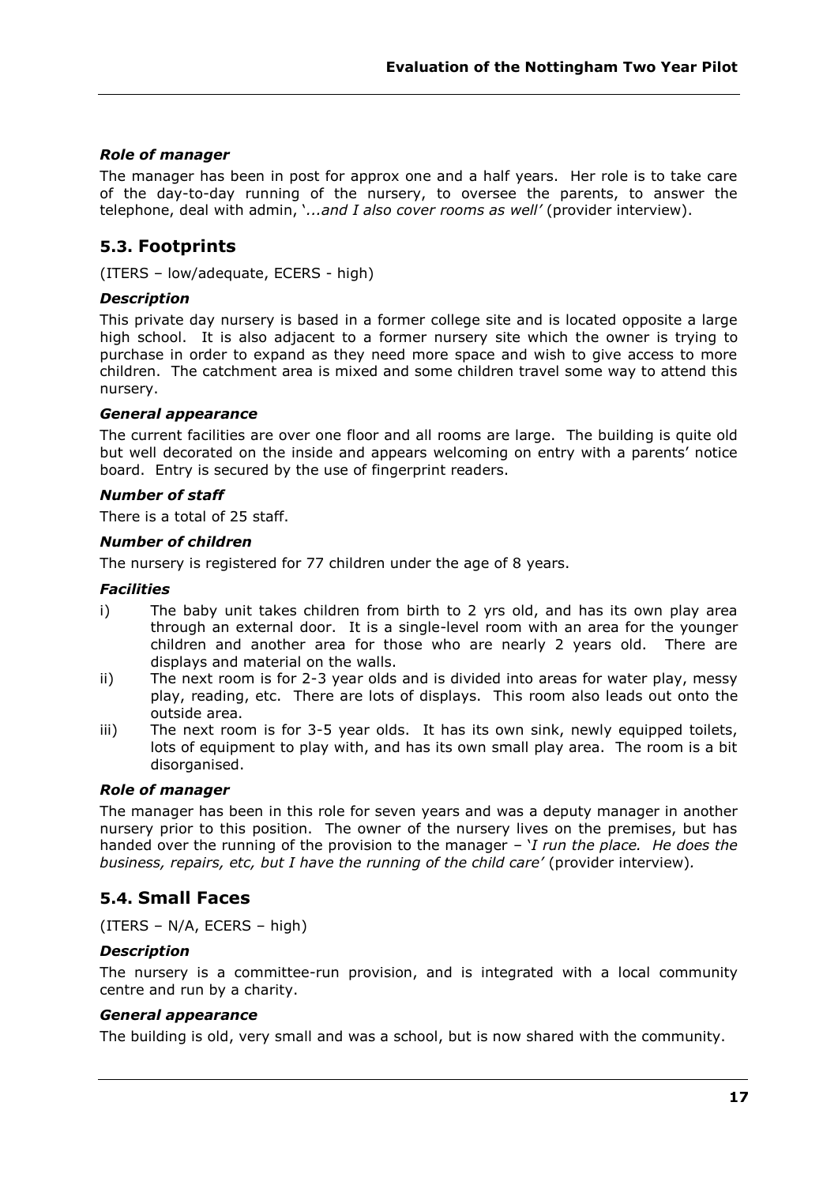### *Role of manager*

The manager has been in post for approx one and a half years. Her role is to take care of the day-to-day running of the nursery, to oversee the parents, to answer the telephone, deal with admin, '*...and I also cover rooms as well'* (provider interview).

## 5.3. Footprints

(ITERS – low/adequate, ECERS - high)

### *Description*

This private day nursery is based in a former college site and is located opposite a large high school. It is also adjacent to a former nursery site which the owner is trying to purchase in order to expand as they need more space and wish to give access to more children. The catchment area is mixed and some children travel some way to attend this nursery.

### *General appearance*

The current facilities are over one floor and all rooms are large. The building is quite old but well decorated on the inside and appears welcoming on entry with a parents' notice board. Entry is secured by the use of fingerprint readers.

### *Number of staff*

There is a total of 25 staff.

### *Number of children*

The nursery is registered for 77 children under the age of 8 years.

### *Facilities*

i) The baby unit takes children from birth to 2 yrs old, and has its own play area through an external door. It is a single-level room with an area for the younger children and another area for those who are nearly 2 years old. There are displays and material on the walls.

ii) The next room is for 2-3 year olds and is divided into areas for water play, messy play, reading, etc. There are lots of displays. This room also leads out onto the outside area.

iii) The next room is for 3-5 year olds. It has its own sink, newly equipped toilets, lots of equipment to play with, and has its own small play area. The room is a bit disorganised.

### *Role of manager*

The manager has been in this role for seven years and was a deputy manager in another nursery prior to this position. The owner of the nursery lives on the premises, but has handed over the running of the provision to the manager – '*I run the place. He does the business, repairs, etc, but I have the running of the child care'* (provider interview).

## 5.4. Small Faces

(ITERS – N/A, ECERS – high)

### *Description*

The nursery is a committee-run provision, and is integrated with a local community centre and run by a charity.

### *General appearance*

The building is old, very small and was a school, but is now shared with the community.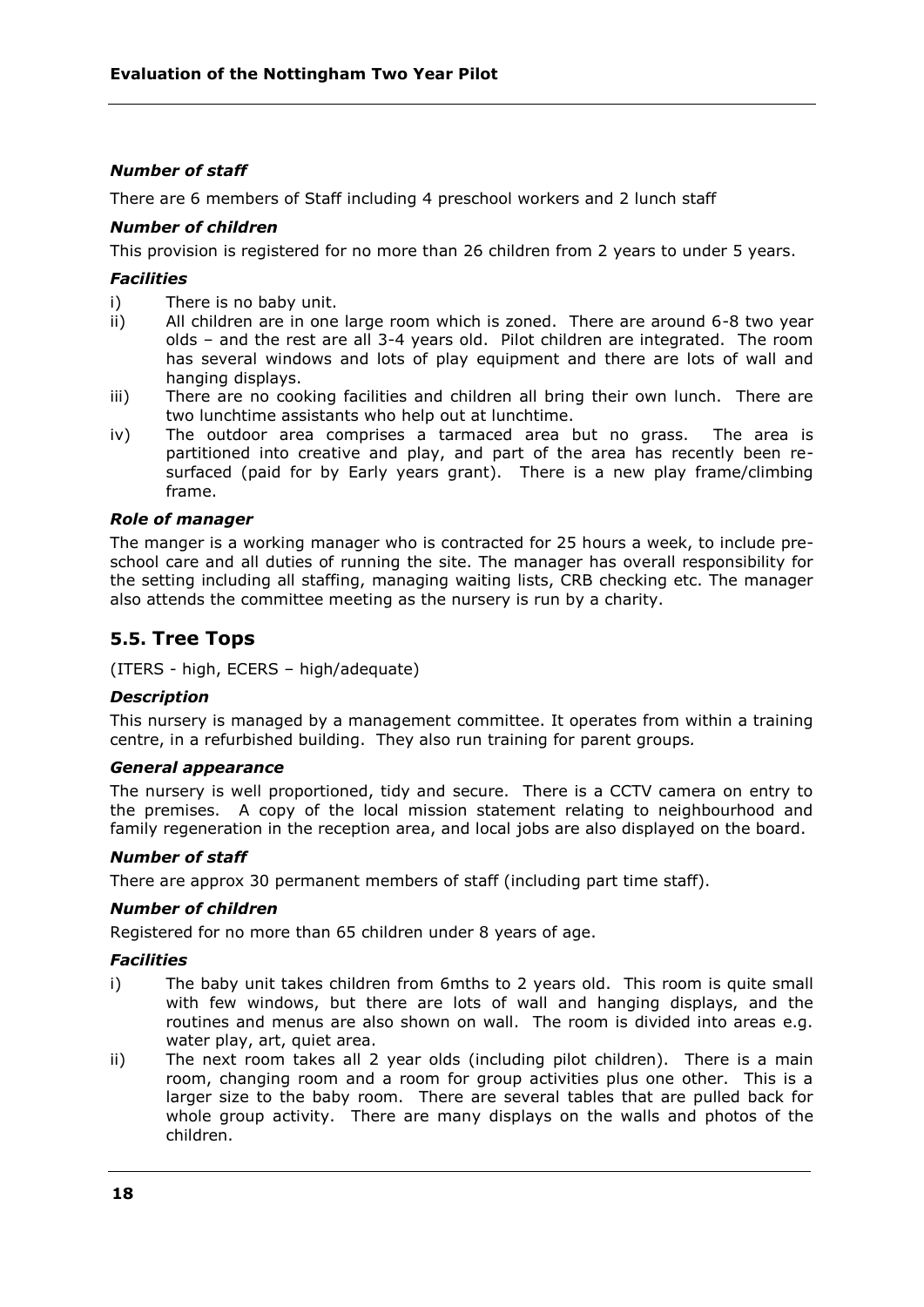### *Number of staff*

There are 6 members of Staff including 4 preschool workers and 2 lunch staff

### *Number of children*

This provision is registered for no more than 26 children from 2 years to under 5 years.

### *Facilities*

i) There is no baby unit.

ii) All children are in one large room which is zoned. There are around 6-8 two year olds – and the rest are all 3-4 years old. Pilot children are integrated. The room has several windows and lots of play equipment and there are lots of wall and hanging displays.

iii) There are no cooking facilities and children all bring their own lunch. There are two lunchtime assistants who help out at lunchtime.

iv) The outdoor area comprises a tarmaced area but no grass. The area is partitioned into creative and play, and part of the area has recently been re-surfaced (paid for by Early years grant). There is a new play frame/climbing frame.

### *Role of manager*

The manger is a working manager who is contracted for 25 hours a week, to include pre-school care and all duties of running the site. The manager has overall responsibility for the setting including all staffing, managing waiting lists, CRB checking etc. The manager also attends the committee meeting as the nursery is run by a charity.

## 5.5. Tree Tops

(ITERS - high, ECERS – high/adequate)

### *Description*

This nursery is managed by a management committee. It operates from within a training centre, in a refurbished building. They also run training for parent groups.

### *General appearance*

The nursery is well proportioned, tidy and secure. There is a CCTV camera on entry to the premises. A copy of the local mission statement relating to neighbourhood and family regeneration in the reception area, and local jobs are also displayed on the board.

### *Number of staff*

There are approx 30 permanent members of staff (including part time staff).

### *Number of children*

Registered for no more than 65 children under 8 years of age.

### *Facilities*

i) The baby unit takes children from 6mths to 2 years old. This room is quite small with few windows, but there are lots of wall and hanging displays, and the routines and menus are also shown on wall. The room is divided into areas e.g. water play, art, quiet area.

ii) The next room takes all 2 year olds (including pilot children). There is a main room, changing room and a room for group activities plus one other. This is a larger size to the baby room. There are several tables that are pulled back for whole group activity. There are many displays on the walls and photos of the children.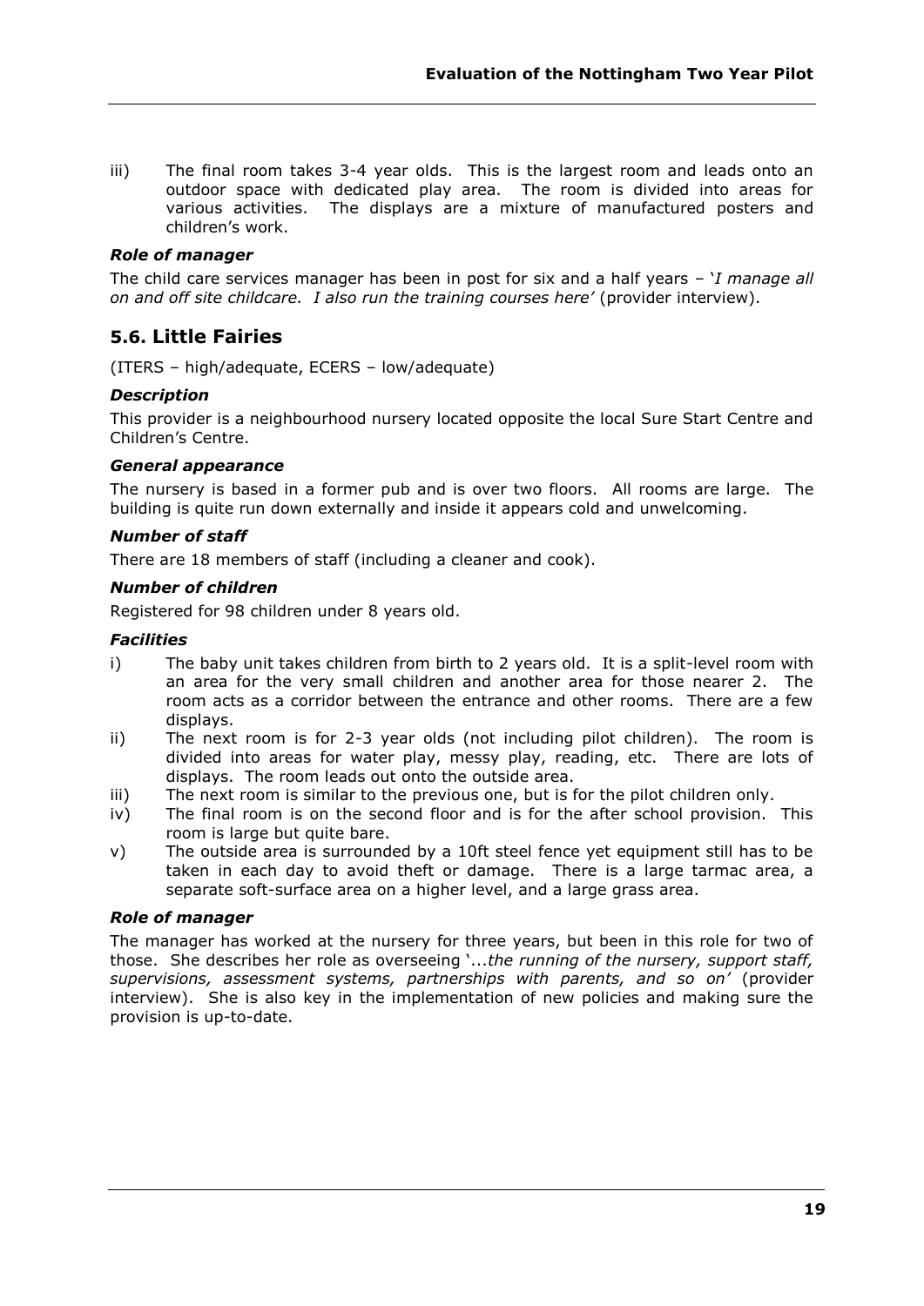iii) The final room takes 3-4 year olds. This is the largest room and leads onto an outdoor space with dedicated play area. The room is divided into areas for various activities. The displays are a mixture of manufactured posters and children's work.

#### *Role of manager*

The child care services manager has been in post for six and a half years – '*I manage all on and off site childcare. I also run the training courses here'* (provider interview).

## 5.6. Little Fairies

(ITERS – high/adequate, ECERS – low/adequate)

#### *Description*

This provider is a neighbourhood nursery located opposite the local Sure Start Centre and Children's Centre.

#### *General appearance*

The nursery is based in a former pub and is over two floors. All rooms are large. The building is quite run down externally and inside it appears cold and unwelcoming.

#### *Number of staff*

There are 18 members of staff (including a cleaner and cook).

#### *Number of children*

Registered for 98 children under 8 years old.

#### *Facilities*

i) The baby unit takes children from birth to 2 years old. It is a split-level room with an area for the very small children and another area for those nearer 2. The room acts as a corridor between the entrance and other rooms. There are a few displays.

ii) The next room is for 2-3 year olds (not including pilot children). The room is divided into areas for water play, messy play, reading, etc. There are lots of displays. The room leads out onto the outside area.

iii) The next room is similar to the previous one, but is for the pilot children only.

iv) The final room is on the second floor and is for the after school provision. This room is large but quite bare.

v) The outside area is surrounded by a 10ft steel fence yet equipment still has to be taken in each day to avoid theft or damage. There is a large tarmac area, a separate soft-surface area on a higher level, and a large grass area.

#### *Role of manager*

The manager has worked at the nursery for three years, but been in this role for two of those. She describes her role as overseeing '...*the running of the nursery, support staff, supervisions, assessment systems, partnerships with parents, and so on'* (provider interview). She is also key in the implementation of new policies and making sure the provision is up-to-date.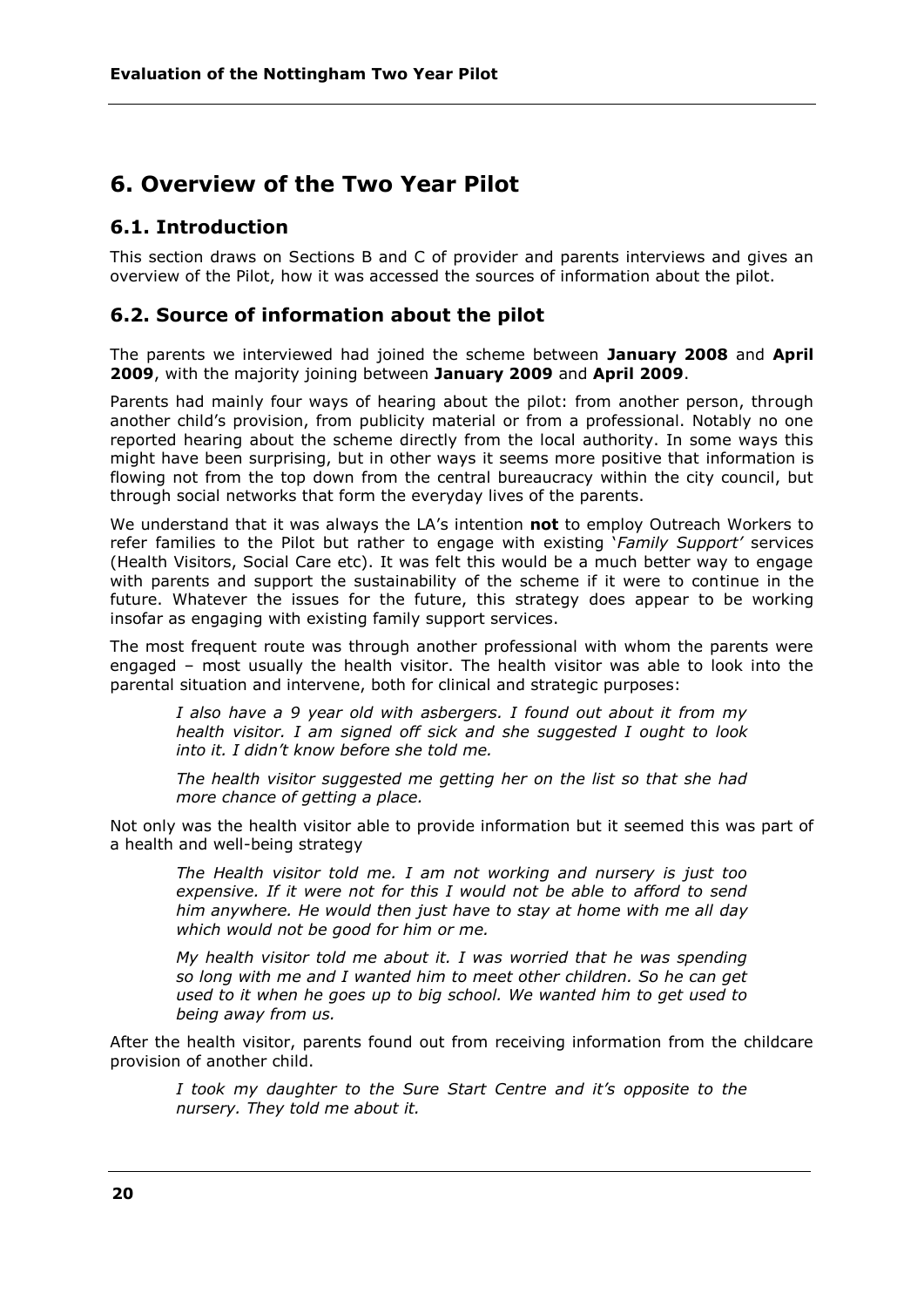# 6. Overview of the Two Year Pilot

## 6.1. Introduction

This section draws on Sections B and C of provider and parents interviews and gives an overview of the Pilot, how it was accessed the sources of information about the pilot.

## 6.2. Source of information about the pilot

The parents we interviewed had joined the scheme between **January 2008** and **April 2009**, with the majority joining between **January 2009** and **April 2009**.

Parents had mainly four ways of hearing about the pilot: from another person, through another child's provision, from publicity material or from a professional. Notably no one reported hearing about the scheme directly from the local authority. In some ways this might have been surprising, but in other ways it seems more positive that information is flowing not from the top down from the central bureaucracy within the city council, but through social networks that form the everyday lives of the parents.

We understand that it was always the LA's intention **not** to employ Outreach Workers to refer families to the Pilot but rather to engage with existing '*Family Support'* services (Health Visitors, Social Care etc). It was felt this would be a much better way to engage with parents and support the sustainability of the scheme if it were to continue in the future. Whatever the issues for the future, this strategy does appear to be working insofar as engaging with existing family support services.

The most frequent route was through another professional with whom the parents were engaged – most usually the health visitor. The health visitor was able to look into the parental situation and intervene, both for clinical and strategic purposes:

> *I also have a 9 year old with asbergers. I found out about it from my health visitor. I am signed off sick and she suggested I ought to look into it. I didn't know before she told me.*
>
> *The health visitor suggested me getting her on the list so that she had more chance of getting a place.*

Not only was the health visitor able to provide information but it seemed this was part of a health and well-being strategy

> *The Health visitor told me. I am not working and nursery is just too expensive. If it were not for this I would not be able to afford to send him anywhere. He would then just have to stay at home with me all day which would not be good for him or me.*
>
> *My health visitor told me about it. I was worried that he was spending so long with me and I wanted him to meet other children. So he can get used to it when he goes up to big school. We wanted him to get used to being away from us.*

After the health visitor, parents found out from receiving information from the childcare provision of another child.

> *I took my daughter to the Sure Start Centre and it's opposite to the nursery. They told me about it.*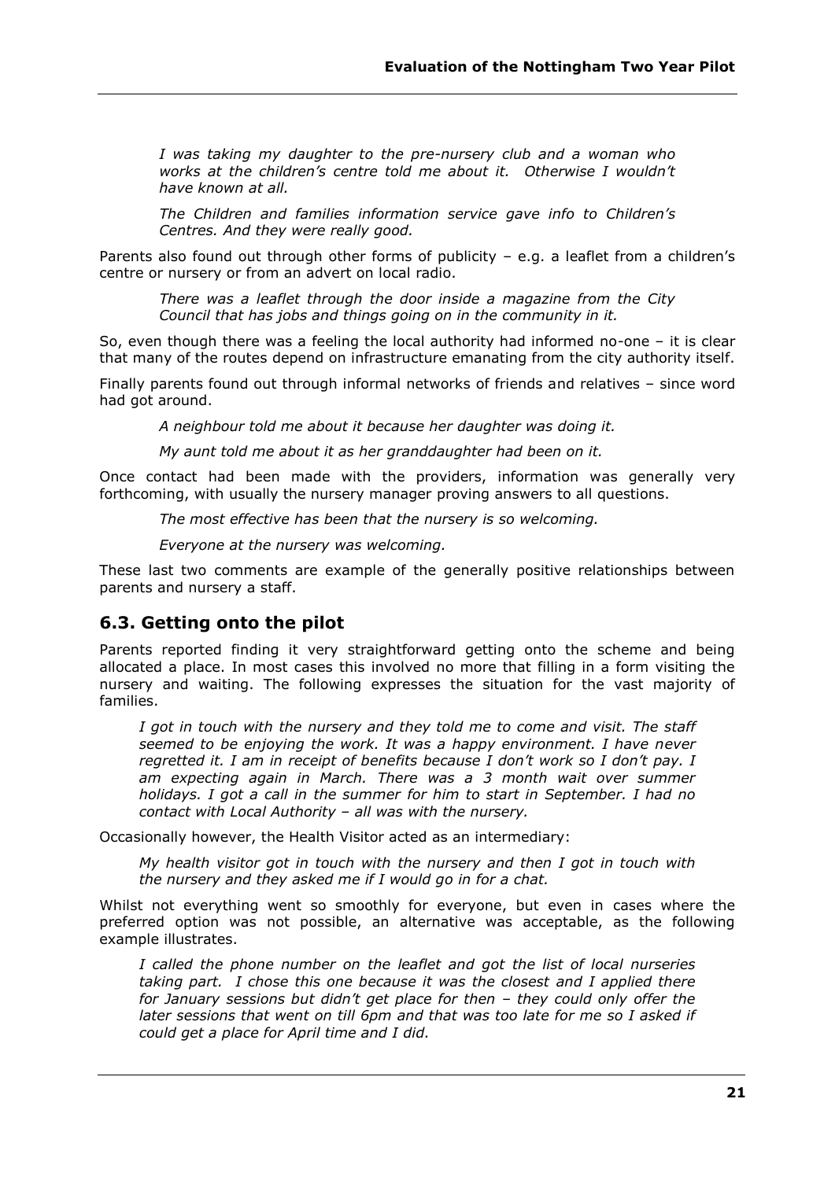*I was taking my daughter to the pre-nursery club and a woman who works at the children's centre told me about it. Otherwise I wouldn't have known at all.*

*The Children and families information service gave info to Children's Centres. And they were really good.*

Parents also found out through other forms of publicity – e.g. a leaflet from a children's centre or nursery or from an advert on local radio.

*There was a leaflet through the door inside a magazine from the City Council that has jobs and things going on in the community in it.*

So, even though there was a feeling the local authority had informed no-one – it is clear that many of the routes depend on infrastructure emanating from the city authority itself.

Finally parents found out through informal networks of friends and relatives – since word had got around.

*A neighbour told me about it because her daughter was doing it.*

*My aunt told me about it as her granddaughter had been on it.*

Once contact had been made with the providers, information was generally very forthcoming, with usually the nursery manager proving answers to all questions.

*The most effective has been that the nursery is so welcoming.*

*Everyone at the nursery was welcoming.*

These last two comments are example of the generally positive relationships between parents and nursery a staff.

## 6.3. Getting onto the pilot

Parents reported finding it very straightforward getting onto the scheme and being allocated a place. In most cases this involved no more that filling in a form visiting the nursery and waiting. The following expresses the situation for the vast majority of families.

*I got in touch with the nursery and they told me to come and visit. The staff seemed to be enjoying the work. It was a happy environment. I have never regretted it. I am in receipt of benefits because I don't work so I don't pay. I am expecting again in March. There was a 3 month wait over summer holidays. I got a call in the summer for him to start in September. I had no contact with Local Authority – all was with the nursery.*

Occasionally however, the Health Visitor acted as an intermediary:

*My health visitor got in touch with the nursery and then I got in touch with the nursery and they asked me if I would go in for a chat.*

Whilst not everything went so smoothly for everyone, but even in cases where the preferred option was not possible, an alternative was acceptable, as the following example illustrates.

*I called the phone number on the leaflet and got the list of local nurseries taking part. I chose this one because it was the closest and I applied there for January sessions but didn't get place for then – they could only offer the later sessions that went on till 6pm and that was too late for me so I asked if could get a place for April time and I did.*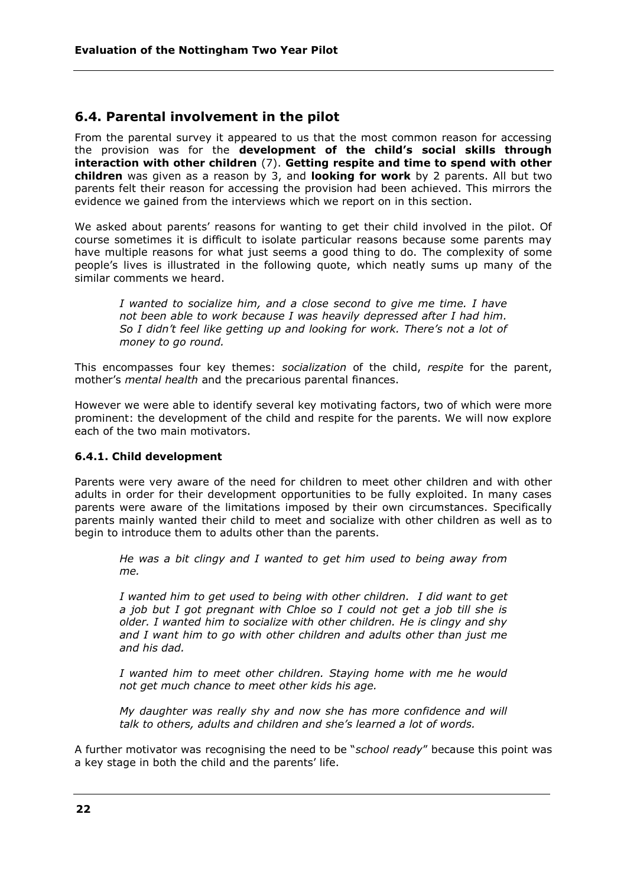## 6.4. Parental involvement in the pilot

From the parental survey it appeared to us that the most common reason for accessing the provision was for the **development of the child's social skills through interaction with other children** (7). **Getting respite and time to spend with other children** was given as a reason by 3, and **looking for work** by 2 parents. All but two parents felt their reason for accessing the provision had been achieved. This mirrors the evidence we gained from the interviews which we report on in this section.

We asked about parents' reasons for wanting to get their child involved in the pilot. Of course sometimes it is difficult to isolate particular reasons because some parents may have multiple reasons for what just seems a good thing to do. The complexity of some people's lives is illustrated in the following quote, which neatly sums up many of the similar comments we heard.

> *I wanted to socialize him, and a close second to give me time. I have not been able to work because I was heavily depressed after I had him. So I didn't feel like getting up and looking for work. There's not a lot of money to go round.*

This encompasses four key themes: *socialization* of the child, *respite* for the parent, mother's *mental health* and the precarious parental finances.

However we were able to identify several key motivating factors, two of which were more prominent: the development of the child and respite for the parents. We will now explore each of the two main motivators.

### 6.4.1. Child development

Parents were very aware of the need for children to meet other children and with other adults in order for their development opportunities to be fully exploited. In many cases parents were aware of the limitations imposed by their own circumstances. Specifically parents mainly wanted their child to meet and socialize with other children as well as to begin to introduce them to adults other than the parents.

> *He was a bit clingy and I wanted to get him used to being away from me.*
>
> *I wanted him to get used to being with other children. I did want to get a job but I got pregnant with Chloe so I could not get a job till she is older. I wanted him to socialize with other children. He is clingy and shy and I want him to go with other children and adults other than just me and his dad.*
>
> *I wanted him to meet other children. Staying home with me he would not get much chance to meet other kids his age.*
>
> *My daughter was really shy and now she has more confidence and will talk to others, adults and children and she's learned a lot of words.*

A further motivator was recognising the need to be "*school ready*" because this point was a key stage in both the child and the parents' life.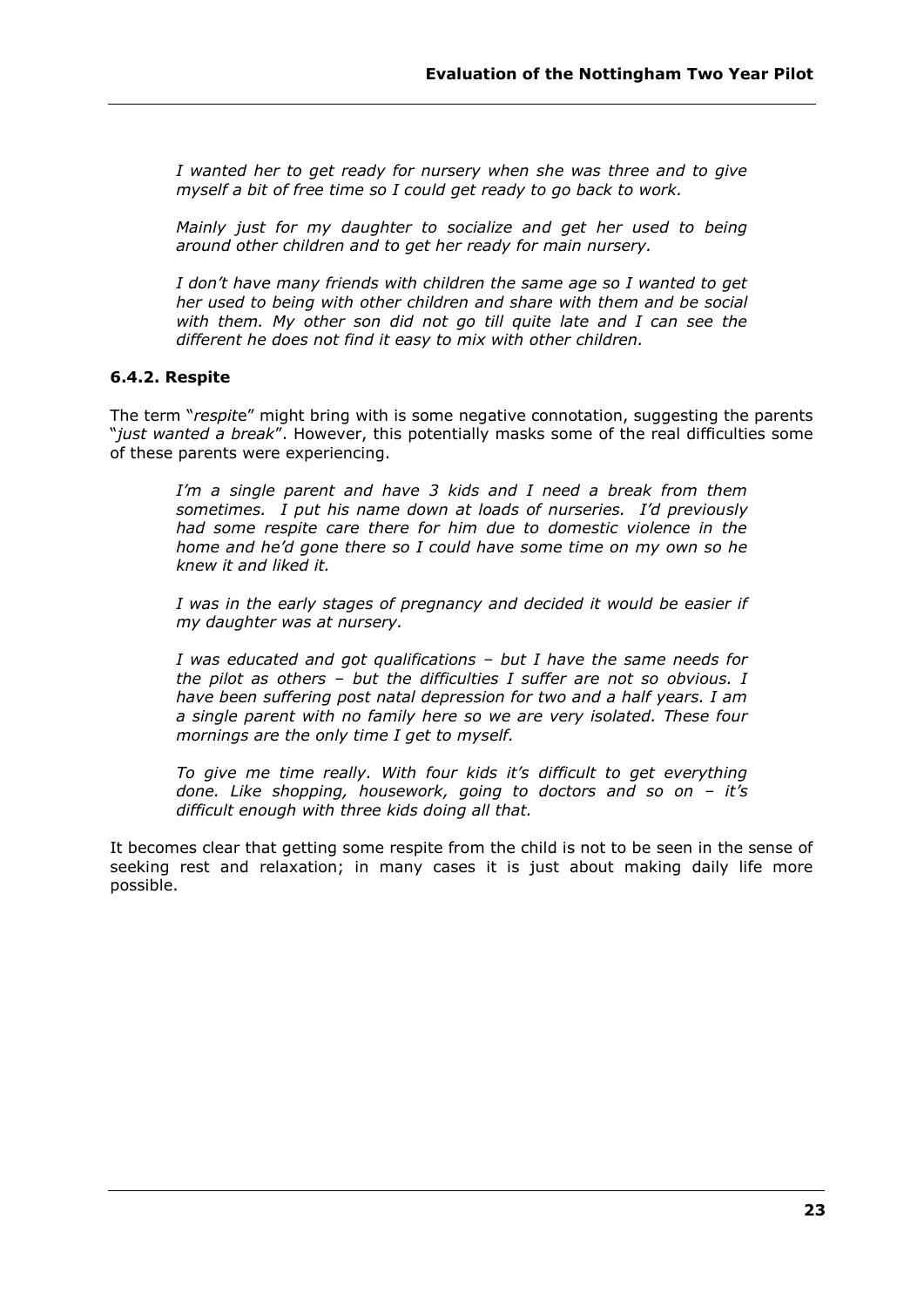*I wanted her to get ready for nursery when she was three and to give myself a bit of free time so I could get ready to go back to work.*

*Mainly just for my daughter to socialize and get her used to being around other children and to get her ready for main nursery.*

*I don't have many friends with children the same age so I wanted to get her used to being with other children and share with them and be social with them. My other son did not go till quite late and I can see the different he does not find it easy to mix with other children.*

### 6.4.2. Respite

The term "*respite*" might bring with is some negative connotation, suggesting the parents "*just wanted a break*". However, this potentially masks some of the real difficulties some of these parents were experiencing.

*I'm a single parent and have 3 kids and I need a break from them sometimes. I put his name down at loads of nurseries. I'd previously had some respite care there for him due to domestic violence in the home and he'd gone there so I could have some time on my own so he knew it and liked it.*

*I was in the early stages of pregnancy and decided it would be easier if my daughter was at nursery.*

*I was educated and got qualifications – but I have the same needs for the pilot as others – but the difficulties I suffer are not so obvious. I have been suffering post natal depression for two and a half years. I am a single parent with no family here so we are very isolated. These four mornings are the only time I get to myself.*

*To give me time really. With four kids it's difficult to get everything done. Like shopping, housework, going to doctors and so on – it's difficult enough with three kids doing all that.*

It becomes clear that getting some respite from the child is not to be seen in the sense of seeking rest and relaxation; in many cases it is just about making daily life more possible.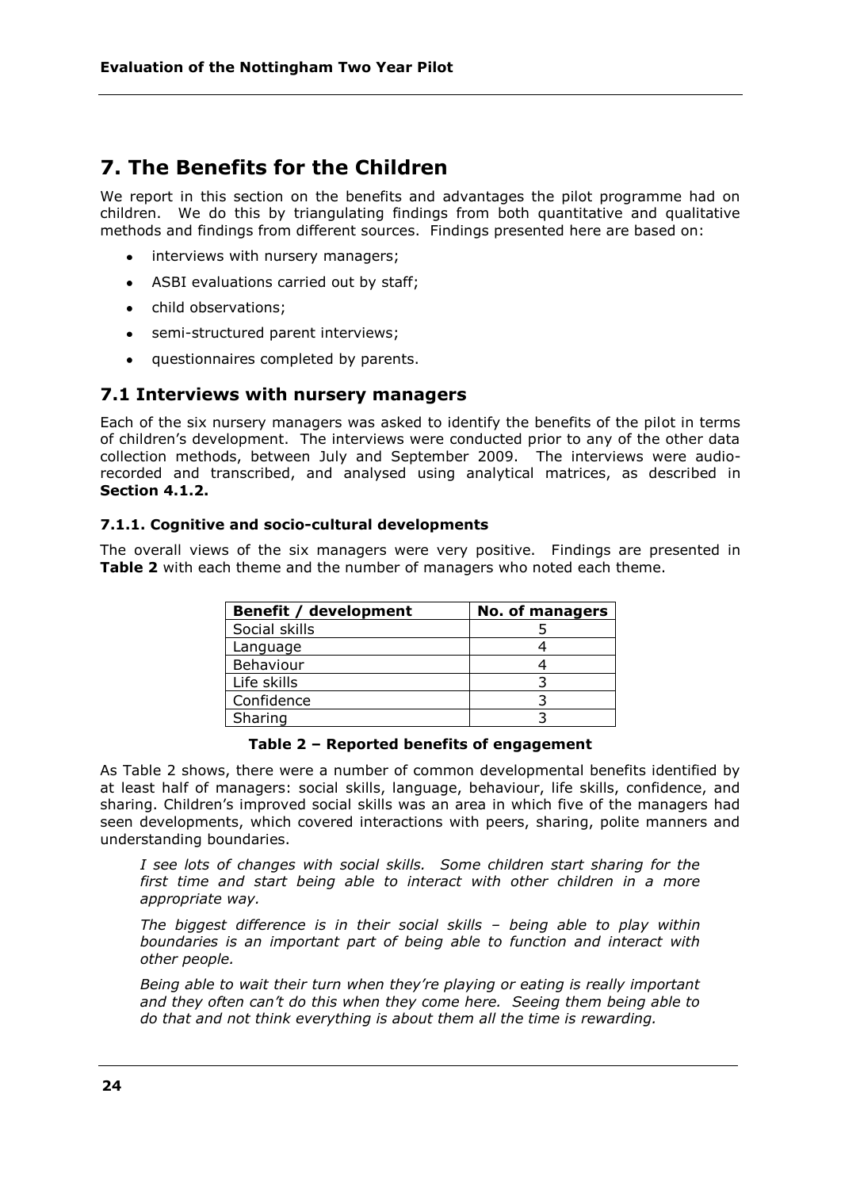# 7. The Benefits for the Children

We report in this section on the benefits and advantages the pilot programme had on children. We do this by triangulating findings from both quantitative and qualitative methods and findings from different sources. Findings presented here are based on:

- interviews with nursery managers;
- ASBI evaluations carried out by staff;
- child observations;
- semi-structured parent interviews;
- questionnaires completed by parents.

## 7.1 Interviews with nursery managers

Each of the six nursery managers was asked to identify the benefits of the pilot in terms of children's development. The interviews were conducted prior to any of the other data collection methods, between July and September 2009. The interviews were audio-recorded and transcribed, and analysed using analytical matrices, as described in **Section 4.1.2.**

### 7.1.1. Cognitive and socio-cultural developments

The overall views of the six managers were very positive. Findings are presented in **Table 2** with each theme and the number of managers who noted each theme.

| Benefit / development | No. of managers |
|---|---|
| Social skills | 5 |
| Language | 4 |
| Behaviour | 4 |
| Life skills | 3 |
| Confidence | 3 |
| Sharing | 3 |

**Table 2 – Reported benefits of engagement**

As Table 2 shows, there were a number of common developmental benefits identified by at least half of managers: social skills, language, behaviour, life skills, confidence, and sharing. Children's improved social skills was an area in which five of the managers had seen developments, which covered interactions with peers, sharing, polite manners and understanding boundaries.

*I see lots of changes with social skills. Some children start sharing for the first time and start being able to interact with other children in a more appropriate way.*

*The biggest difference is in their social skills – being able to play within boundaries is an important part of being able to function and interact with other people.*

*Being able to wait their turn when they're playing or eating is really important and they often can't do this when they come here. Seeing them being able to do that and not think everything is about them all the time is rewarding.*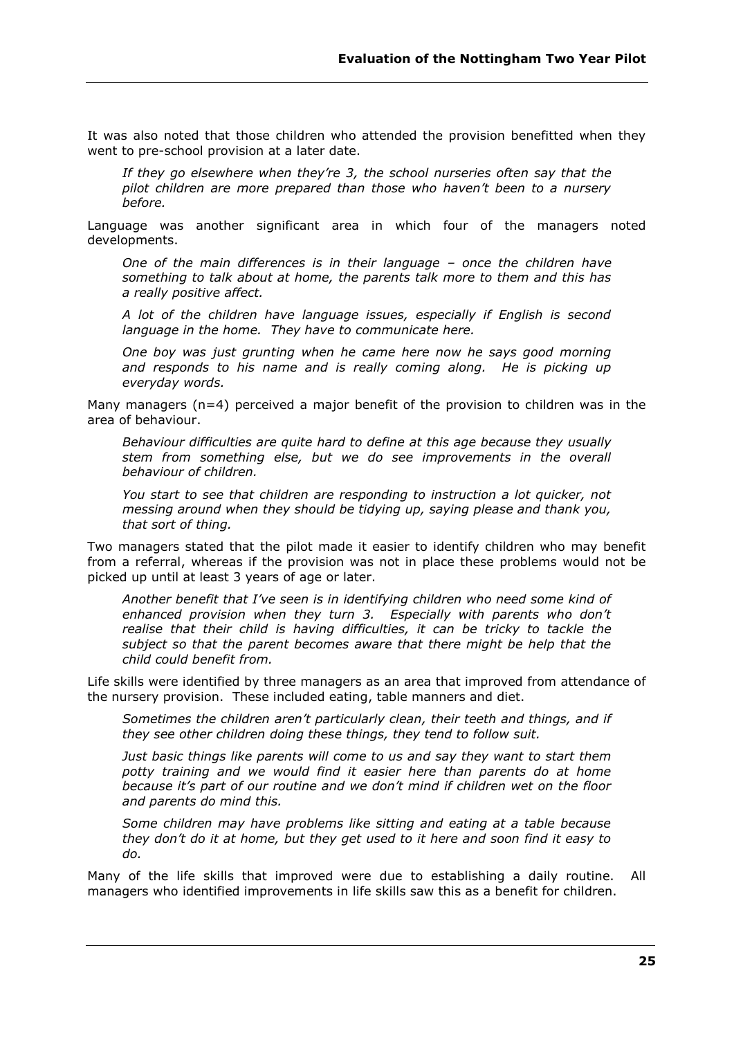It was also noted that those children who attended the provision benefitted when they went to pre-school provision at a later date.

> *If they go elsewhere when they're 3, the school nurseries often say that the pilot children are more prepared than those who haven't been to a nursery before.*

Language was another significant area in which four of the managers noted developments.

> *One of the main differences is in their language – once the children have something to talk about at home, the parents talk more to them and this has a really positive affect.*

> *A lot of the children have language issues, especially if English is second language in the home. They have to communicate here.*

> *One boy was just grunting when he came here now he says good morning and responds to his name and is really coming along. He is picking up everyday words.*

Many managers (n=4) perceived a major benefit of the provision to children was in the area of behaviour.

> *Behaviour difficulties are quite hard to define at this age because they usually stem from something else, but we do see improvements in the overall behaviour of children.*

> *You start to see that children are responding to instruction a lot quicker, not messing around when they should be tidying up, saying please and thank you, that sort of thing.*

Two managers stated that the pilot made it easier to identify children who may benefit from a referral, whereas if the provision was not in place these problems would not be picked up until at least 3 years of age or later.

> *Another benefit that I've seen is in identifying children who need some kind of enhanced provision when they turn 3. Especially with parents who don't realise that their child is having difficulties, it can be tricky to tackle the subject so that the parent becomes aware that there might be help that the child could benefit from.*

Life skills were identified by three managers as an area that improved from attendance of the nursery provision. These included eating, table manners and diet.

> *Sometimes the children aren't particularly clean, their teeth and things, and if they see other children doing these things, they tend to follow suit.*

> *Just basic things like parents will come to us and say they want to start them potty training and we would find it easier here than parents do at home because it's part of our routine and we don't mind if children wet on the floor and parents do mind this.*

> *Some children may have problems like sitting and eating at a table because they don't do it at home, but they get used to it here and soon find it easy to do.*

Many of the life skills that improved were due to establishing a daily routine. All managers who identified improvements in life skills saw this as a benefit for children.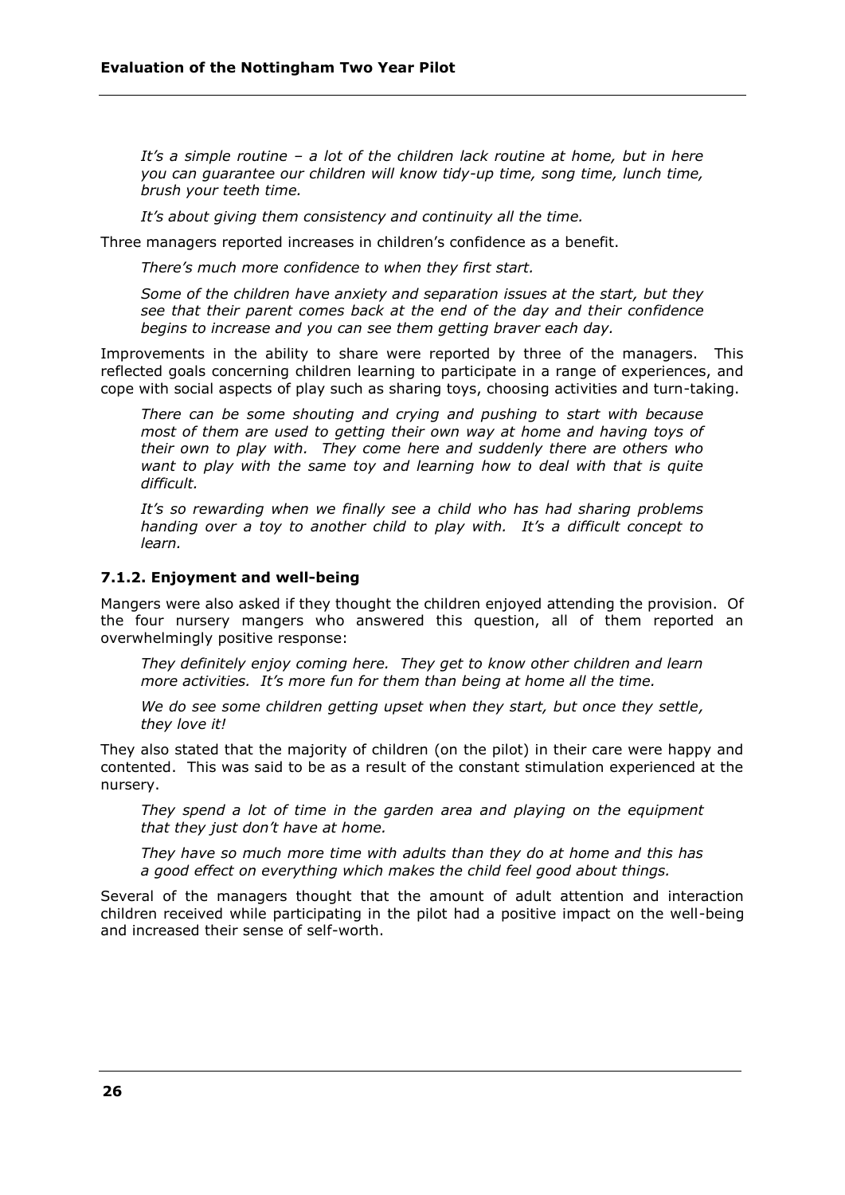*It's a simple routine – a lot of the children lack routine at home, but in here you can guarantee our children will know tidy-up time, song time, lunch time, brush your teeth time.*

*It's about giving them consistency and continuity all the time.*

Three managers reported increases in children's confidence as a benefit.

*There's much more confidence to when they first start.*

*Some of the children have anxiety and separation issues at the start, but they see that their parent comes back at the end of the day and their confidence begins to increase and you can see them getting braver each day.*

Improvements in the ability to share were reported by three of the managers. This reflected goals concerning children learning to participate in a range of experiences, and cope with social aspects of play such as sharing toys, choosing activities and turn-taking.

*There can be some shouting and crying and pushing to start with because most of them are used to getting their own way at home and having toys of their own to play with. They come here and suddenly there are others who want to play with the same toy and learning how to deal with that is quite difficult.*

*It's so rewarding when we finally see a child who has had sharing problems handing over a toy to another child to play with. It's a difficult concept to learn.*

### 7.1.2. Enjoyment and well-being

Mangers were also asked if they thought the children enjoyed attending the provision. Of the four nursery mangers who answered this question, all of them reported an overwhelmingly positive response:

*They definitely enjoy coming here. They get to know other children and learn more activities. It's more fun for them than being at home all the time.*

*We do see some children getting upset when they start, but once they settle, they love it!*

They also stated that the majority of children (on the pilot) in their care were happy and contented. This was said to be as a result of the constant stimulation experienced at the nursery.

*They spend a lot of time in the garden area and playing on the equipment that they just don't have at home.*

*They have so much more time with adults than they do at home and this has a good effect on everything which makes the child feel good about things.*

Several of the managers thought that the amount of adult attention and interaction children received while participating in the pilot had a positive impact on the well-being and increased their sense of self-worth.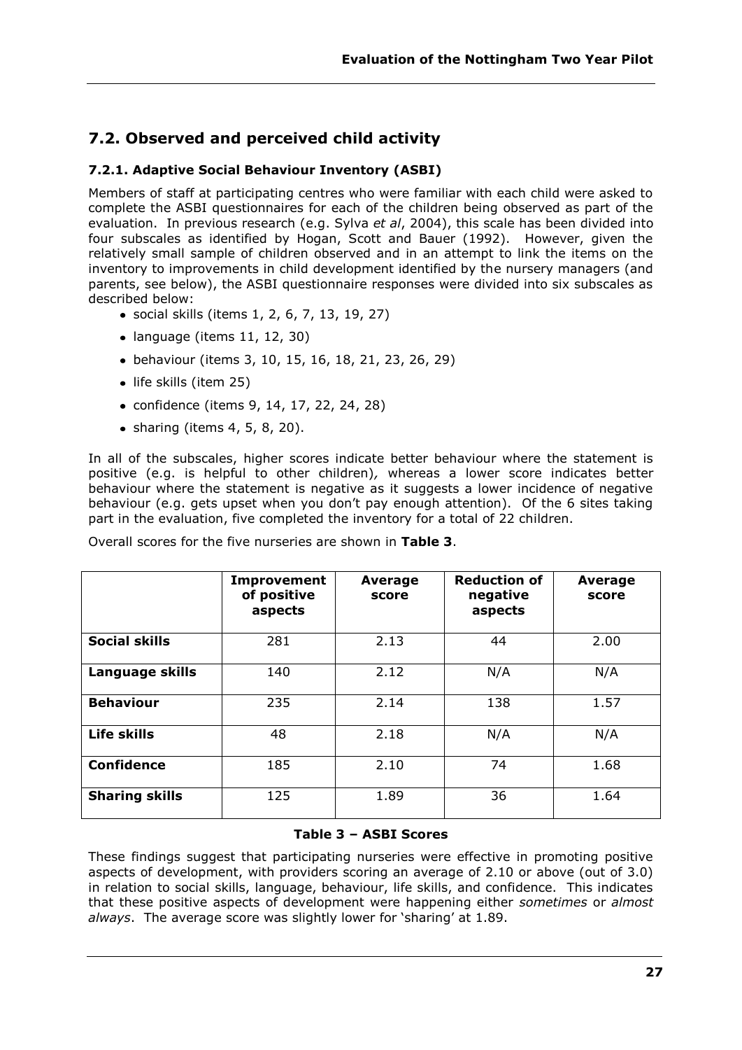## 7.2. Observed and perceived child activity

### 7.2.1. Adaptive Social Behaviour Inventory (ASBI)

Members of staff at participating centres who were familiar with each child were asked to complete the ASBI questionnaires for each of the children being observed as part of the evaluation. In previous research (e.g. Sylva *et al*, 2004), this scale has been divided into four subscales as identified by Hogan, Scott and Bauer (1992). However, given the relatively small sample of children observed and in an attempt to link the items on the inventory to improvements in child development identified by the nursery managers (and parents, see below), the ASBI questionnaire responses were divided into six subscales as described below:

- social skills (items 1, 2, 6, 7, 13, 19, 27)
- language (items 11, 12, 30)
- behaviour (items 3, 10, 15, 16, 18, 21, 23, 26, 29)
- life skills (item 25)
- confidence (items 9, 14, 17, 22, 24, 28)
- sharing (items 4, 5, 8, 20).

In all of the subscales, higher scores indicate better behaviour where the statement is positive (e.g. is helpful to other children), whereas a lower score indicates better behaviour where the statement is negative as it suggests a lower incidence of negative behaviour (e.g. gets upset when you don't pay enough attention). Of the 6 sites taking part in the evaluation, five completed the inventory for a total of 22 children.

Overall scores for the five nurseries are shown in **Table 3**.

| | Improvement of positive aspects | Average score | Reduction of negative aspects | Average score |
|---|---|---|---|---|
| **Social skills** | 281 | 2.13 | 44 | 2.00 |
| **Language skills** | 140 | 2.12 | N/A | N/A |
| **Behaviour** | 235 | 2.14 | 138 | 1.57 |
| **Life skills** | 48 | 2.18 | N/A | N/A |
| **Confidence** | 185 | 2.10 | 74 | 1.68 |
| **Sharing skills** | 125 | 1.89 | 36 | 1.64 |

**Table 3 – ASBI Scores**

These findings suggest that participating nurseries were effective in promoting positive aspects of development, with providers scoring an average of 2.10 or above (out of 3.0) in relation to social skills, language, behaviour, life skills, and confidence. This indicates that these positive aspects of development were happening either *sometimes* or *almost always*. The average score was slightly lower for 'sharing' at 1.89.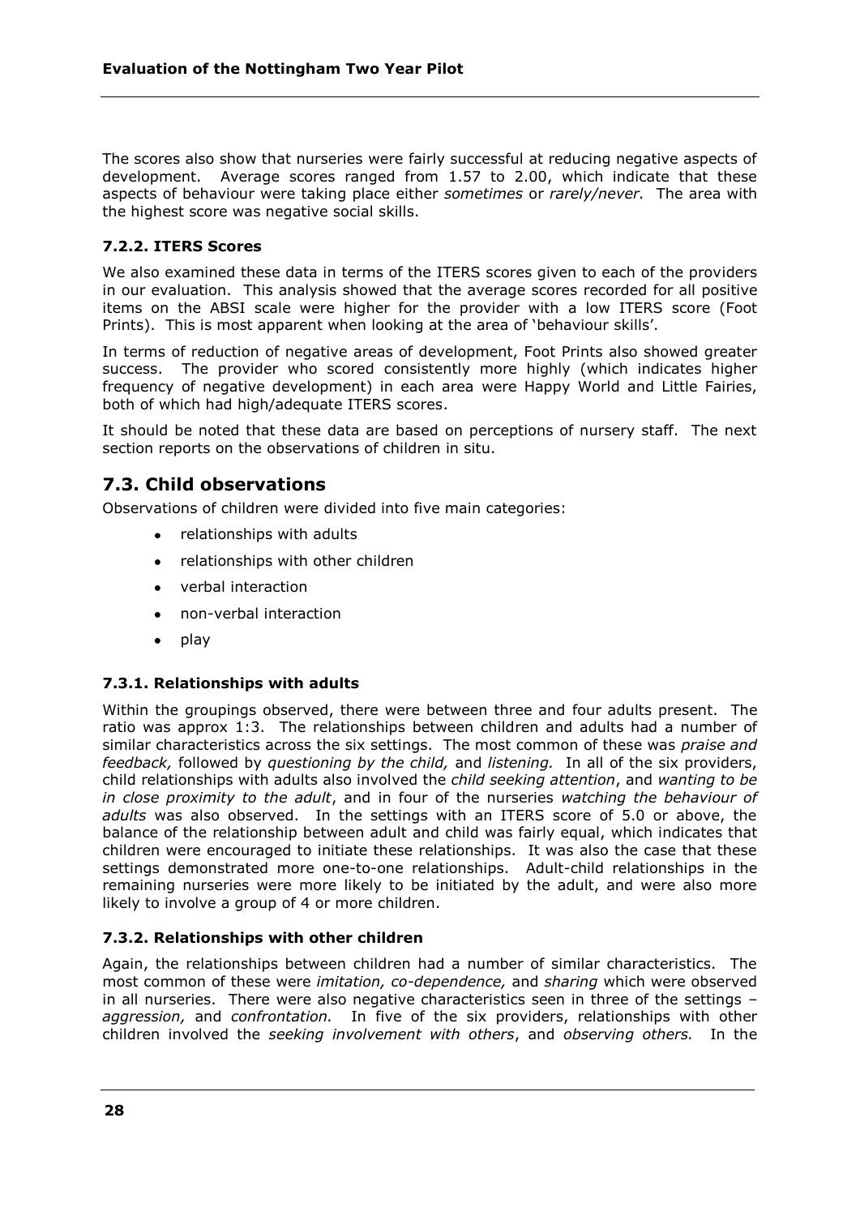The scores also show that nurseries were fairly successful at reducing negative aspects of development. Average scores ranged from 1.57 to 2.00, which indicate that these aspects of behaviour were taking place either *sometimes* or *rarely/never.* The area with the highest score was negative social skills.

### 7.2.2. ITERS Scores

We also examined these data in terms of the ITERS scores given to each of the providers in our evaluation. This analysis showed that the average scores recorded for all positive items on the ABSI scale were higher for the provider with a low ITERS score (Foot Prints). This is most apparent when looking at the area of 'behaviour skills'.

In terms of reduction of negative areas of development, Foot Prints also showed greater success. The provider who scored consistently more highly (which indicates higher frequency of negative development) in each area were Happy World and Little Fairies, both of which had high/adequate ITERS scores.

It should be noted that these data are based on perceptions of nursery staff. The next section reports on the observations of children in situ.

## 7.3. Child observations

Observations of children were divided into five main categories:

- relationships with adults
- relationships with other children
- verbal interaction
- non-verbal interaction
- play

### 7.3.1. Relationships with adults

Within the groupings observed, there were between three and four adults present. The ratio was approx 1:3. The relationships between children and adults had a number of similar characteristics across the six settings. The most common of these was *praise and feedback,* followed by *questioning by the child,* and *listening.* In all of the six providers, child relationships with adults also involved the *child seeking attention*, and *wanting to be in close proximity to the adult*, and in four of the nurseries *watching the behaviour of adults* was also observed. In the settings with an ITERS score of 5.0 or above, the balance of the relationship between adult and child was fairly equal, which indicates that children were encouraged to initiate these relationships. It was also the case that these settings demonstrated more one-to-one relationships. Adult-child relationships in the remaining nurseries were more likely to be initiated by the adult, and were also more likely to involve a group of 4 or more children.

### 7.3.2. Relationships with other children

Again, the relationships between children had a number of similar characteristics. The most common of these were *imitation, co-dependence,* and *sharing* which were observed in all nurseries. There were also negative characteristics seen in three of the settings – *aggression,* and *confrontation.* In five of the six providers, relationships with other children involved the *seeking involvement with others*, and *observing others.* In the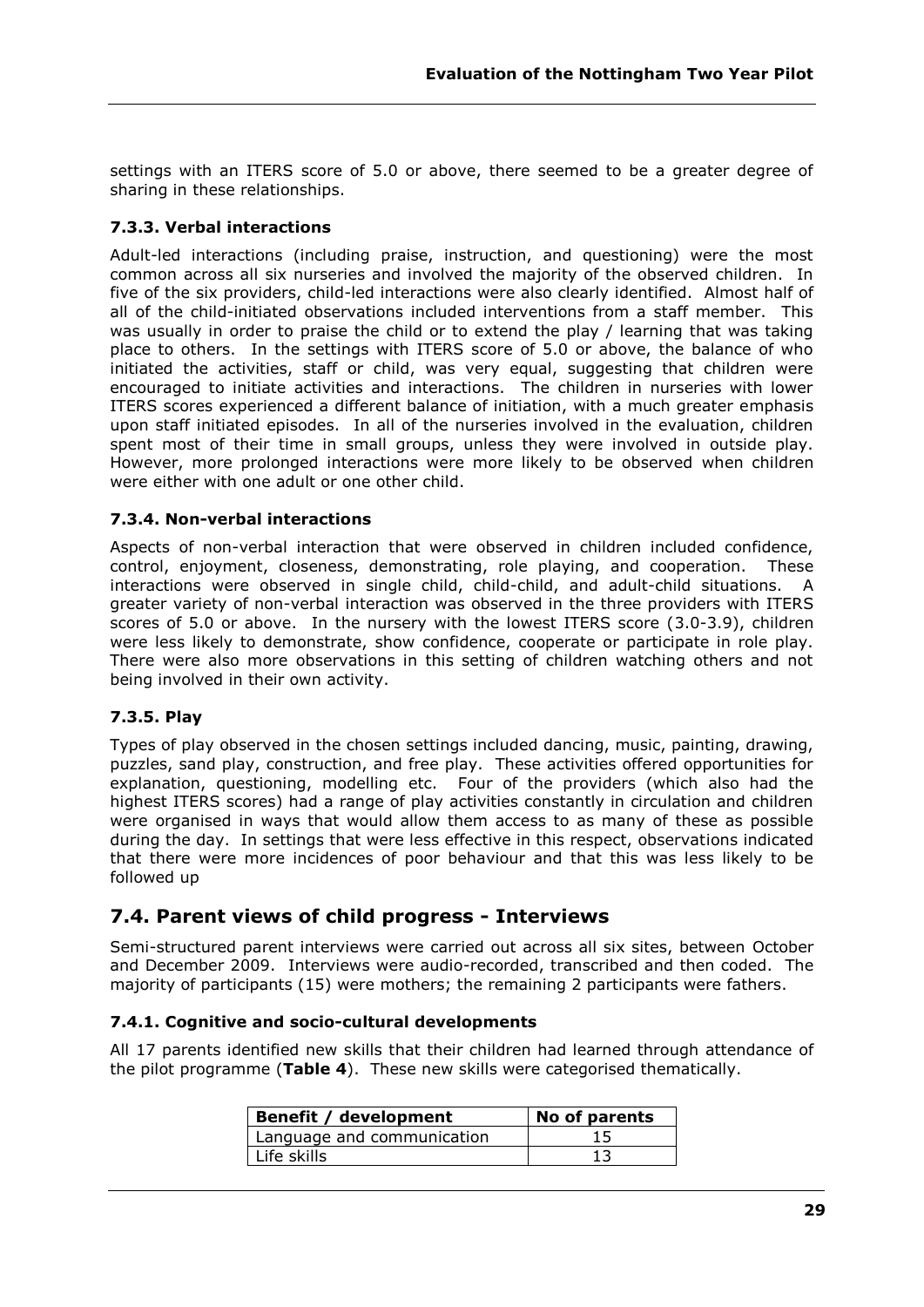settings with an ITERS score of 5.0 or above, there seemed to be a greater degree of sharing in these relationships.

### 7.3.3. Verbal interactions

Adult-led interactions (including praise, instruction, and questioning) were the most common across all six nurseries and involved the majority of the observed children. In five of the six providers, child-led interactions were also clearly identified. Almost half of all of the child-initiated observations included interventions from a staff member. This was usually in order to praise the child or to extend the play / learning that was taking place to others. In the settings with ITERS score of 5.0 or above, the balance of who initiated the activities, staff or child, was very equal, suggesting that children were encouraged to initiate activities and interactions. The children in nurseries with lower ITERS scores experienced a different balance of initiation, with a much greater emphasis upon staff initiated episodes. In all of the nurseries involved in the evaluation, children spent most of their time in small groups, unless they were involved in outside play. However, more prolonged interactions were more likely to be observed when children were either with one adult or one other child.

### 7.3.4. Non-verbal interactions

Aspects of non-verbal interaction that were observed in children included confidence, control, enjoyment, closeness, demonstrating, role playing, and cooperation. These interactions were observed in single child, child-child, and adult-child situations. A greater variety of non-verbal interaction was observed in the three providers with ITERS scores of 5.0 or above. In the nursery with the lowest ITERS score (3.0-3.9), children were less likely to demonstrate, show confidence, cooperate or participate in role play. There were also more observations in this setting of children watching others and not being involved in their own activity.

### 7.3.5. Play

Types of play observed in the chosen settings included dancing, music, painting, drawing, puzzles, sand play, construction, and free play. These activities offered opportunities for explanation, questioning, modelling etc. Four of the providers (which also had the highest ITERS scores) had a range of play activities constantly in circulation and children were organised in ways that would allow them access to as many of these as possible during the day. In settings that were less effective in this respect, observations indicated that there were more incidences of poor behaviour and that this was less likely to be followed up

## 7.4. Parent views of child progress - Interviews

Semi-structured parent interviews were carried out across all six sites, between October and December 2009. Interviews were audio-recorded, transcribed and then coded. The majority of participants (15) were mothers; the remaining 2 participants were fathers.

### 7.4.1. Cognitive and socio-cultural developments

All 17 parents identified new skills that their children had learned through attendance of the pilot programme (**Table 4**). These new skills were categorised thematically.

| Benefit / development | No of parents |
|---|---|
| Language and communication | 15 |
| Life skills | 13 |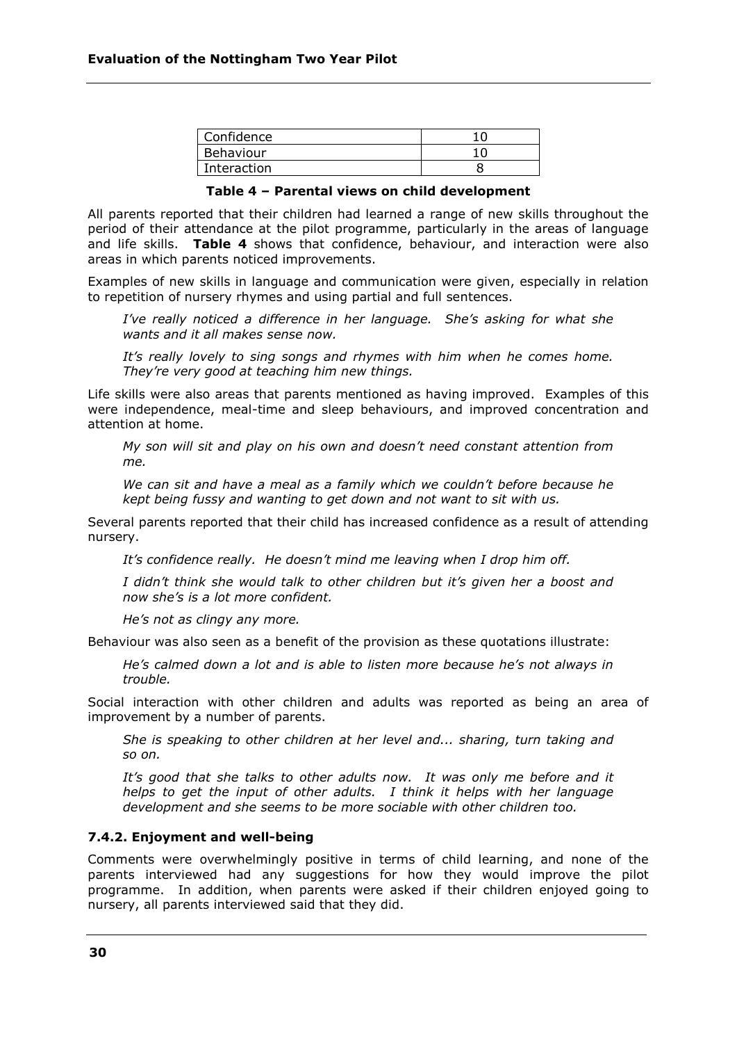| Confidence | 10 |
|---|---|
| Behaviour | 10 |
| Interaction | 8 |

**Table 4 – Parental views on child development**

All parents reported that their children had learned a range of new skills throughout the period of their attendance at the pilot programme, particularly in the areas of language and life skills. **Table 4** shows that confidence, behaviour, and interaction were also areas in which parents noticed improvements.

Examples of new skills in language and communication were given, especially in relation to repetition of nursery rhymes and using partial and full sentences.

> *I've really noticed a difference in her language. She's asking for what she wants and it all makes sense now.*
>
> *It's really lovely to sing songs and rhymes with him when he comes home. They're very good at teaching him new things.*

Life skills were also areas that parents mentioned as having improved. Examples of this were independence, meal-time and sleep behaviours, and improved concentration and attention at home.

> *My son will sit and play on his own and doesn't need constant attention from me.*
>
> *We can sit and have a meal as a family which we couldn't before because he kept being fussy and wanting to get down and not want to sit with us.*

Several parents reported that their child has increased confidence as a result of attending nursery.

> *It's confidence really. He doesn't mind me leaving when I drop him off.*
>
> *I didn't think she would talk to other children but it's given her a boost and now she's is a lot more confident.*
>
> *He's not as clingy any more.*

Behaviour was also seen as a benefit of the provision as these quotations illustrate:

> *He's calmed down a lot and is able to listen more because he's not always in trouble.*

Social interaction with other children and adults was reported as being an area of improvement by a number of parents.

> *She is speaking to other children at her level and... sharing, turn taking and so on.*
>
> *It's good that she talks to other adults now. It was only me before and it helps to get the input of other adults. I think it helps with her language development and she seems to be more sociable with other children too.*

#### 7.4.2. Enjoyment and well-being

Comments were overwhelmingly positive in terms of child learning, and none of the parents interviewed had any suggestions for how they would improve the pilot programme. In addition, when parents were asked if their children enjoyed going to nursery, all parents interviewed said that they did.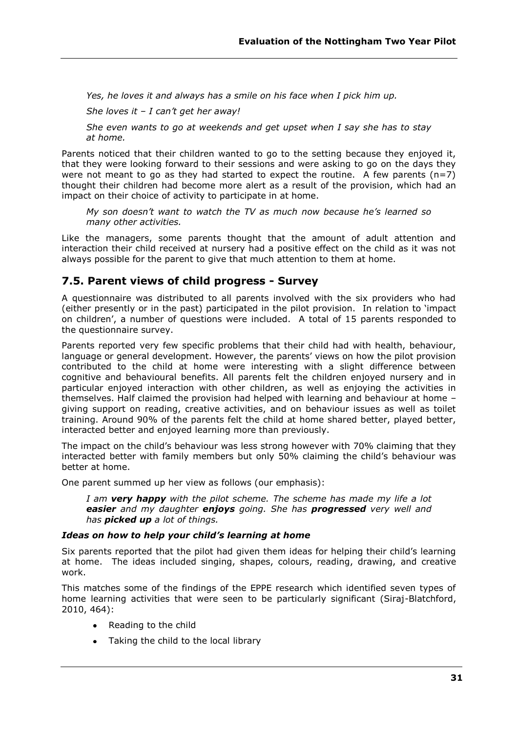*Yes, he loves it and always has a smile on his face when I pick him up.*

*She loves it – I can't get her away!*

*She even wants to go at weekends and get upset when I say she has to stay at home.*

Parents noticed that their children wanted to go to the setting because they enjoyed it, that they were looking forward to their sessions and were asking to go on the days they were not meant to go as they had started to expect the routine. A few parents (n=7) thought their children had become more alert as a result of the provision, which had an impact on their choice of activity to participate in at home.

*My son doesn't want to watch the TV as much now because he's learned so many other activities.*

Like the managers, some parents thought that the amount of adult attention and interaction their child received at nursery had a positive effect on the child as it was not always possible for the parent to give that much attention to them at home.

## 7.5. Parent views of child progress - Survey

A questionnaire was distributed to all parents involved with the six providers who had (either presently or in the past) participated in the pilot provision. In relation to 'impact on children', a number of questions were included. A total of 15 parents responded to the questionnaire survey.

Parents reported very few specific problems that their child had with health, behaviour, language or general development. However, the parents' views on how the pilot provision contributed to the child at home were interesting with a slight difference between cognitive and behavioural benefits. All parents felt the children enjoyed nursery and in particular enjoyed interaction with other children, as well as enjoying the activities in themselves. Half claimed the provision had helped with learning and behaviour at home – giving support on reading, creative activities, and on behaviour issues as well as toilet training. Around 90% of the parents felt the child at home shared better, played better, interacted better and enjoyed learning more than previously.

The impact on the child's behaviour was less strong however with 70% claiming that they interacted better with family members but only 50% claiming the child's behaviour was better at home.

One parent summed up her view as follows (our emphasis):

*I am **very happy** with the pilot scheme. The scheme has made my life a lot **easier** and my daughter **enjoys** going. She has **progressed** very well and has **picked up** a lot of things.*

#### *Ideas on how to help your child's learning at home*

Six parents reported that the pilot had given them ideas for helping their child's learning at home. The ideas included singing, shapes, colours, reading, drawing, and creative work.

This matches some of the findings of the EPPE research which identified seven types of home learning activities that were seen to be particularly significant (Siraj-Blatchford, 2010, 464):

- Reading to the child
- Taking the child to the local library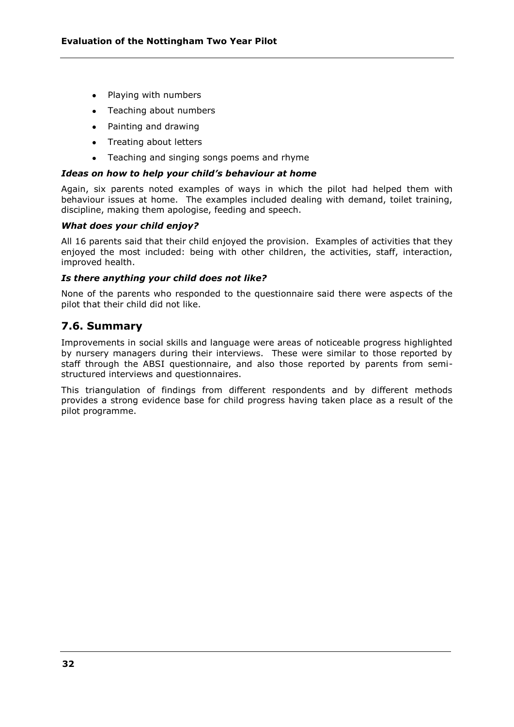- Playing with numbers
- Teaching about numbers
- Painting and drawing
- Treating about letters
- Teaching and singing songs poems and rhyme

### *Ideas on how to help your child's behaviour at home*

Again, six parents noted examples of ways in which the pilot had helped them with behaviour issues at home. The examples included dealing with demand, toilet training, discipline, making them apologise, feeding and speech.

### *What does your child enjoy?*

All 16 parents said that their child enjoyed the provision. Examples of activities that they enjoyed the most included: being with other children, the activities, staff, interaction, improved health.

### *Is there anything your child does not like?*

None of the parents who responded to the questionnaire said there were aspects of the pilot that their child did not like.

## 7.6. Summary

Improvements in social skills and language were areas of noticeable progress highlighted by nursery managers during their interviews. These were similar to those reported by staff through the ABSI questionnaire, and also those reported by parents from semi-structured interviews and questionnaires.

This triangulation of findings from different respondents and by different methods provides a strong evidence base for child progress having taken place as a result of the pilot programme.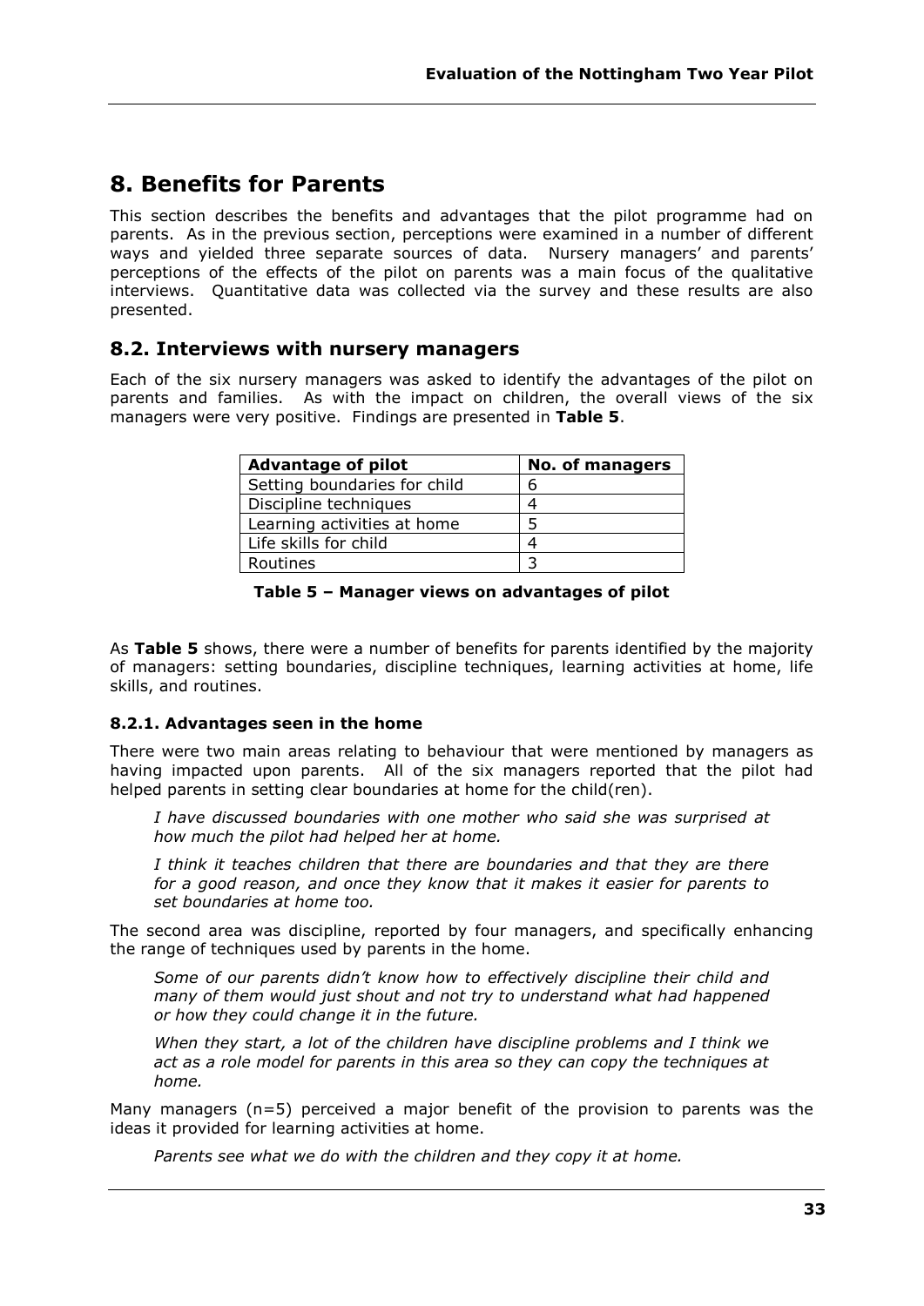# 8. Benefits for Parents

This section describes the benefits and advantages that the pilot programme had on parents. As in the previous section, perceptions were examined in a number of different ways and yielded three separate sources of data. Nursery managers' and parents' perceptions of the effects of the pilot on parents was a main focus of the qualitative interviews. Quantitative data was collected via the survey and these results are also presented.

## 8.2. Interviews with nursery managers

Each of the six nursery managers was asked to identify the advantages of the pilot on parents and families. As with the impact on children, the overall views of the six managers were very positive. Findings are presented in **Table 5**.

| Advantage of pilot | No. of managers |
|---|---|
| Setting boundaries for child | 6 |
| Discipline techniques | 4 |
| Learning activities at home | 5 |
| Life skills for child | 4 |
| Routines | 3 |

**Table 5 – Manager views on advantages of pilot**

As **Table 5** shows, there were a number of benefits for parents identified by the majority of managers: setting boundaries, discipline techniques, learning activities at home, life skills, and routines.

### 8.2.1. Advantages seen in the home

There were two main areas relating to behaviour that were mentioned by managers as having impacted upon parents. All of the six managers reported that the pilot had helped parents in setting clear boundaries at home for the child(ren).

> *I have discussed boundaries with one mother who said she was surprised at how much the pilot had helped her at home.*
>
> *I think it teaches children that there are boundaries and that they are there for a good reason, and once they know that it makes it easier for parents to set boundaries at home too.*

The second area was discipline, reported by four managers, and specifically enhancing the range of techniques used by parents in the home.

> *Some of our parents didn't know how to effectively discipline their child and many of them would just shout and not try to understand what had happened or how they could change it in the future.*
>
> *When they start, a lot of the children have discipline problems and I think we act as a role model for parents in this area so they can copy the techniques at home.*

Many managers (n=5) perceived a major benefit of the provision to parents was the ideas it provided for learning activities at home.

> *Parents see what we do with the children and they copy it at home.*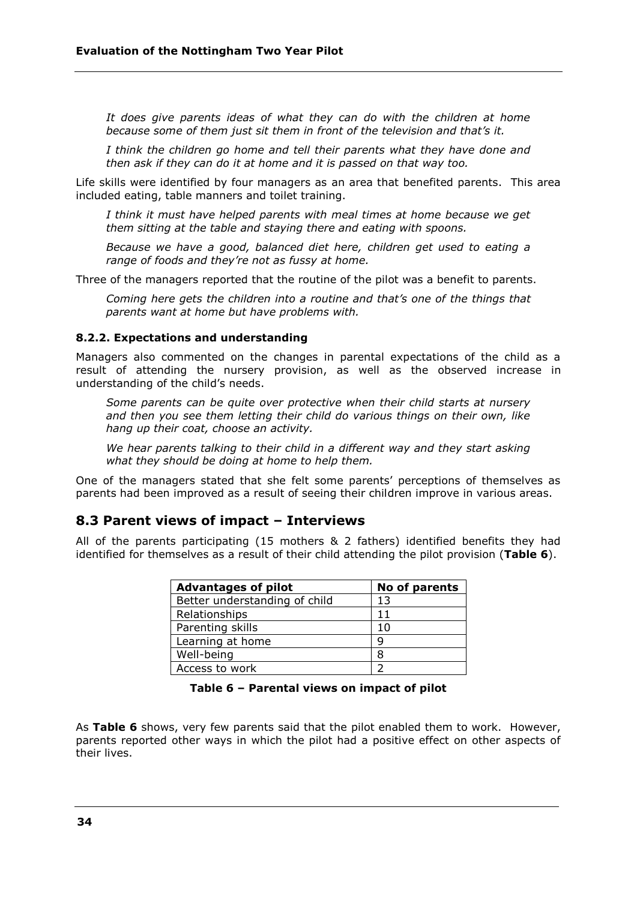*It does give parents ideas of what they can do with the children at home because some of them just sit them in front of the television and that's it.*

*I think the children go home and tell their parents what they have done and then ask if they can do it at home and it is passed on that way too.*

Life skills were identified by four managers as an area that benefited parents. This area included eating, table manners and toilet training.

*I think it must have helped parents with meal times at home because we get them sitting at the table and staying there and eating with spoons.*

*Because we have a good, balanced diet here, children get used to eating a range of foods and they're not as fussy at home.*

Three of the managers reported that the routine of the pilot was a benefit to parents.

*Coming here gets the children into a routine and that's one of the things that parents want at home but have problems with.*

#### 8.2.2. Expectations and understanding

Managers also commented on the changes in parental expectations of the child as a result of attending the nursery provision, as well as the observed increase in understanding of the child's needs.

*Some parents can be quite over protective when their child starts at nursery and then you see them letting their child do various things on their own, like hang up their coat, choose an activity.*

*We hear parents talking to their child in a different way and they start asking what they should be doing at home to help them.*

One of the managers stated that she felt some parents' perceptions of themselves as parents had been improved as a result of seeing their children improve in various areas.

## 8.3 Parent views of impact – Interviews

All of the parents participating (15 mothers & 2 fathers) identified benefits they had identified for themselves as a result of their child attending the pilot provision (**Table 6**).

| Advantages of pilot | No of parents |
|---|---|
| Better understanding of child | 13 |
| Relationships | 11 |
| Parenting skills | 10 |
| Learning at home | 9 |
| Well-being | 8 |
| Access to work | 2 |

**Table 6 – Parental views on impact of pilot**

As **Table 6** shows, very few parents said that the pilot enabled them to work. However, parents reported other ways in which the pilot had a positive effect on other aspects of their lives.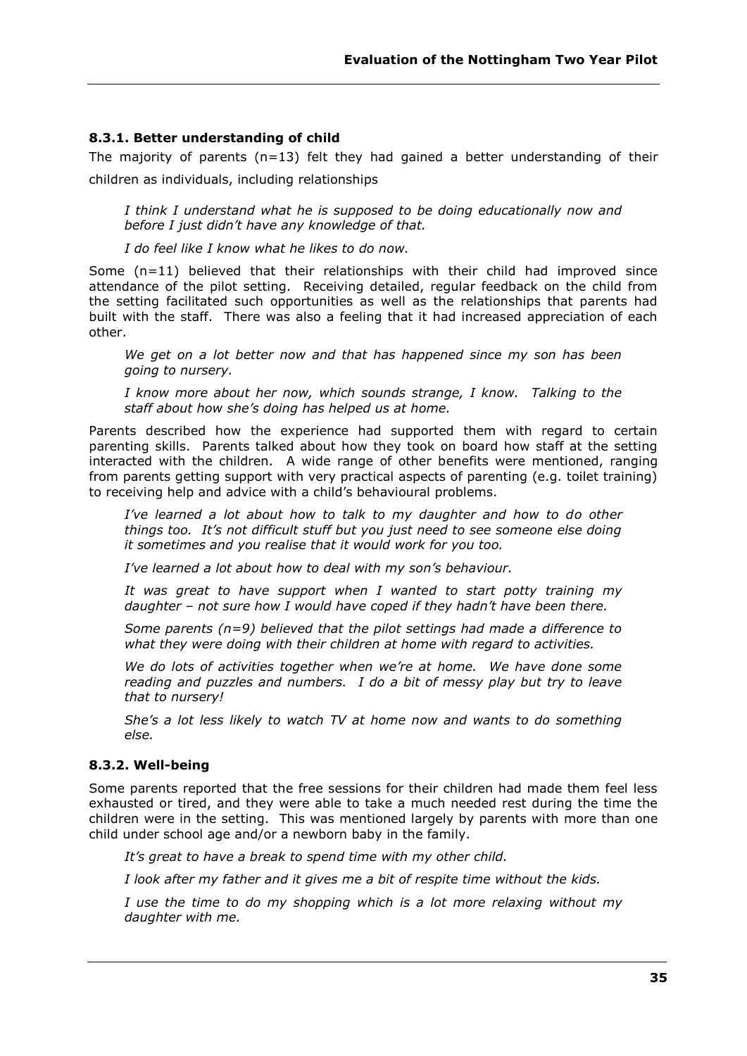#### 8.3.1. Better understanding of child

The majority of parents (n=13) felt they had gained a better understanding of their children as individuals, including relationships

*I think I understand what he is supposed to be doing educationally now and before I just didn't have any knowledge of that.*

*I do feel like I know what he likes to do now.*

Some (n=11) believed that their relationships with their child had improved since attendance of the pilot setting. Receiving detailed, regular feedback on the child from the setting facilitated such opportunities as well as the relationships that parents had built with the staff. There was also a feeling that it had increased appreciation of each other.

*We get on a lot better now and that has happened since my son has been going to nursery.*

*I know more about her now, which sounds strange, I know. Talking to the staff about how she's doing has helped us at home.*

Parents described how the experience had supported them with regard to certain parenting skills. Parents talked about how they took on board how staff at the setting interacted with the children. A wide range of other benefits were mentioned, ranging from parents getting support with very practical aspects of parenting (e.g. toilet training) to receiving help and advice with a child's behavioural problems.

*I've learned a lot about how to talk to my daughter and how to do other things too. It's not difficult stuff but you just need to see someone else doing it sometimes and you realise that it would work for you too.*

*I've learned a lot about how to deal with my son's behaviour.*

*It was great to have support when I wanted to start potty training my daughter – not sure how I would have coped if they hadn't have been there.*

*Some parents (n=9) believed that the pilot settings had made a difference to what they were doing with their children at home with regard to activities.*

*We do lots of activities together when we're at home. We have done some reading and puzzles and numbers. I do a bit of messy play but try to leave that to nursery!*

*She's a lot less likely to watch TV at home now and wants to do something else.*

#### 8.3.2. Well-being

Some parents reported that the free sessions for their children had made them feel less exhausted or tired, and they were able to take a much needed rest during the time the children were in the setting. This was mentioned largely by parents with more than one child under school age and/or a newborn baby in the family.

*It's great to have a break to spend time with my other child.*

*I look after my father and it gives me a bit of respite time without the kids.*

*I use the time to do my shopping which is a lot more relaxing without my daughter with me.*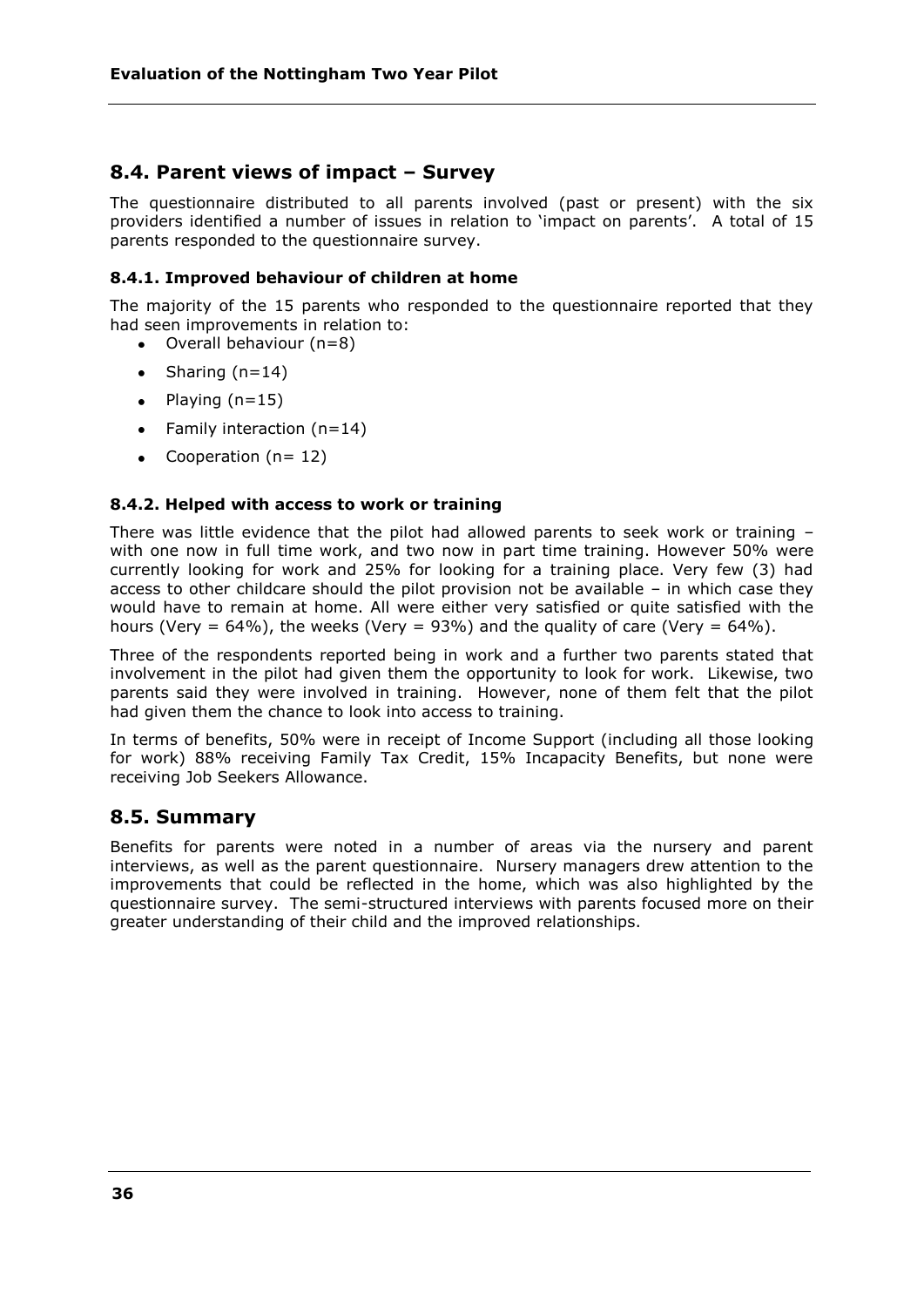## 8.4. Parent views of impact – Survey

The questionnaire distributed to all parents involved (past or present) with the six providers identified a number of issues in relation to 'impact on parents'. A total of 15 parents responded to the questionnaire survey.

### 8.4.1. Improved behaviour of children at home

The majority of the 15 parents who responded to the questionnaire reported that they had seen improvements in relation to:

- Overall behaviour (n=8)
- Sharing (n=14)
- Playing (n=15)
- Family interaction (n=14)
- Cooperation (n= 12)

### 8.4.2. Helped with access to work or training

There was little evidence that the pilot had allowed parents to seek work or training – with one now in full time work, and two now in part time training. However 50% were currently looking for work and 25% for looking for a training place. Very few (3) had access to other childcare should the pilot provision not be available – in which case they would have to remain at home. All were either very satisfied or quite satisfied with the hours (Very = 64%), the weeks (Very = 93%) and the quality of care (Very = 64%).

Three of the respondents reported being in work and a further two parents stated that involvement in the pilot had given them the opportunity to look for work. Likewise, two parents said they were involved in training. However, none of them felt that the pilot had given them the chance to look into access to training.

In terms of benefits, 50% were in receipt of Income Support (including all those looking for work) 88% receiving Family Tax Credit, 15% Incapacity Benefits, but none were receiving Job Seekers Allowance.

## 8.5. Summary

Benefits for parents were noted in a number of areas via the nursery and parent interviews, as well as the parent questionnaire. Nursery managers drew attention to the improvements that could be reflected in the home, which was also highlighted by the questionnaire survey. The semi-structured interviews with parents focused more on their greater understanding of their child and the improved relationships.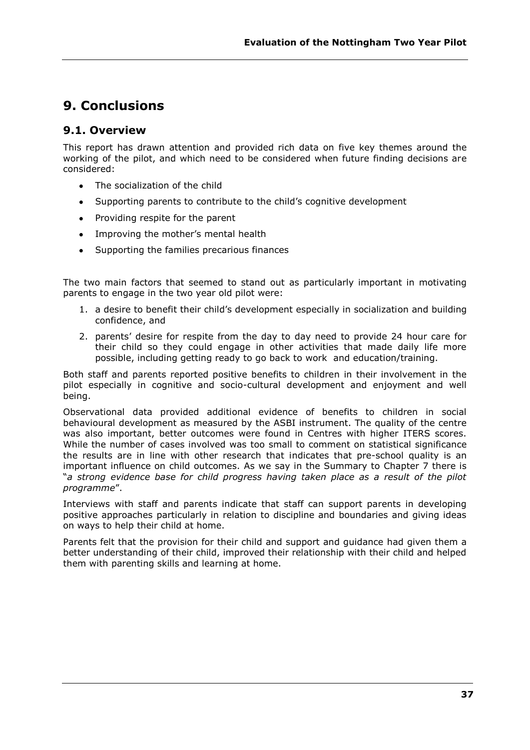# 9. Conclusions

## 9.1. Overview

This report has drawn attention and provided rich data on five key themes around the working of the pilot, and which need to be considered when future finding decisions are considered:

- The socialization of the child
- Supporting parents to contribute to the child's cognitive development
- Providing respite for the parent
- Improving the mother's mental health
- Supporting the families precarious finances

The two main factors that seemed to stand out as particularly important in motivating parents to engage in the two year old pilot were:

1. a desire to benefit their child's development especially in socialization and building confidence, and
2. parents' desire for respite from the day to day need to provide 24 hour care for their child so they could engage in other activities that made daily life more possible, including getting ready to go back to work and education/training.

Both staff and parents reported positive benefits to children in their involvement in the pilot especially in cognitive and socio-cultural development and enjoyment and well being.

Observational data provided additional evidence of benefits to children in social behavioural development as measured by the ASBI instrument. The quality of the centre was also important, better outcomes were found in Centres with higher ITERS scores. While the number of cases involved was too small to comment on statistical significance the results are in line with other research that indicates that pre-school quality is an important influence on child outcomes. As we say in the Summary to Chapter 7 there is "*a strong evidence base for child progress having taken place as a result of the pilot programme*".

Interviews with staff and parents indicate that staff can support parents in developing positive approaches particularly in relation to discipline and boundaries and giving ideas on ways to help their child at home.

Parents felt that the provision for their child and support and guidance had given them a better understanding of their child, improved their relationship with their child and helped them with parenting skills and learning at home.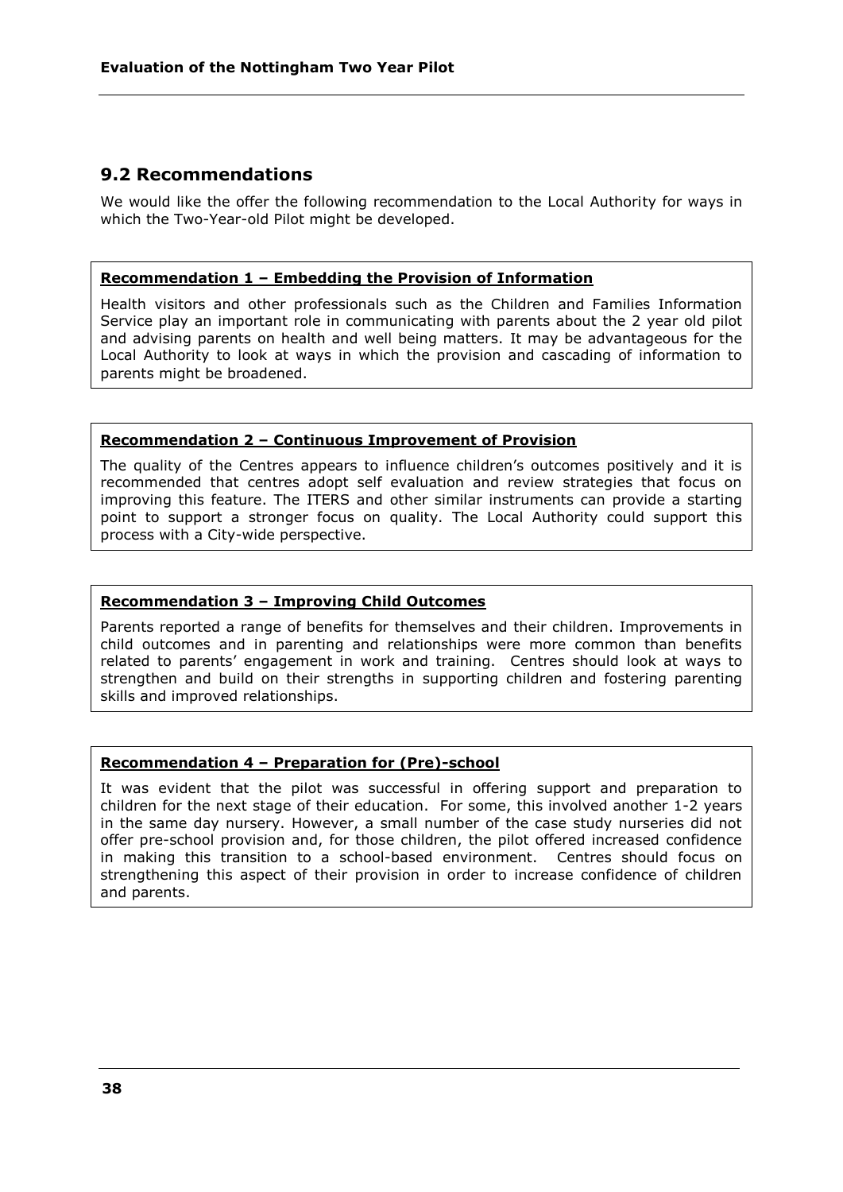## 9.2 Recommendations

We would like the offer the following recommendation to the Local Authority for ways in which the Two-Year-old Pilot might be developed.

**Recommendation 1 – Embedding the Provision of Information**

Health visitors and other professionals such as the Children and Families Information Service play an important role in communicating with parents about the 2 year old pilot and advising parents on health and well being matters. It may be advantageous for the Local Authority to look at ways in which the provision and cascading of information to parents might be broadened.

**Recommendation 2 – Continuous Improvement of Provision**

The quality of the Centres appears to influence children's outcomes positively and it is recommended that centres adopt self evaluation and review strategies that focus on improving this feature. The ITERS and other similar instruments can provide a starting point to support a stronger focus on quality. The Local Authority could support this process with a City-wide perspective.

**Recommendation 3 – Improving Child Outcomes**

Parents reported a range of benefits for themselves and their children. Improvements in child outcomes and in parenting and relationships were more common than benefits related to parents' engagement in work and training. Centres should look at ways to strengthen and build on their strengths in supporting children and fostering parenting skills and improved relationships.

**Recommendation 4 – Preparation for (Pre)-school**

It was evident that the pilot was successful in offering support and preparation to children for the next stage of their education. For some, this involved another 1-2 years in the same day nursery. However, a small number of the case study nurseries did not offer pre-school provision and, for those children, the pilot offered increased confidence in making this transition to a school-based environment. Centres should focus on strengthening this aspect of their provision in order to increase confidence of children and parents.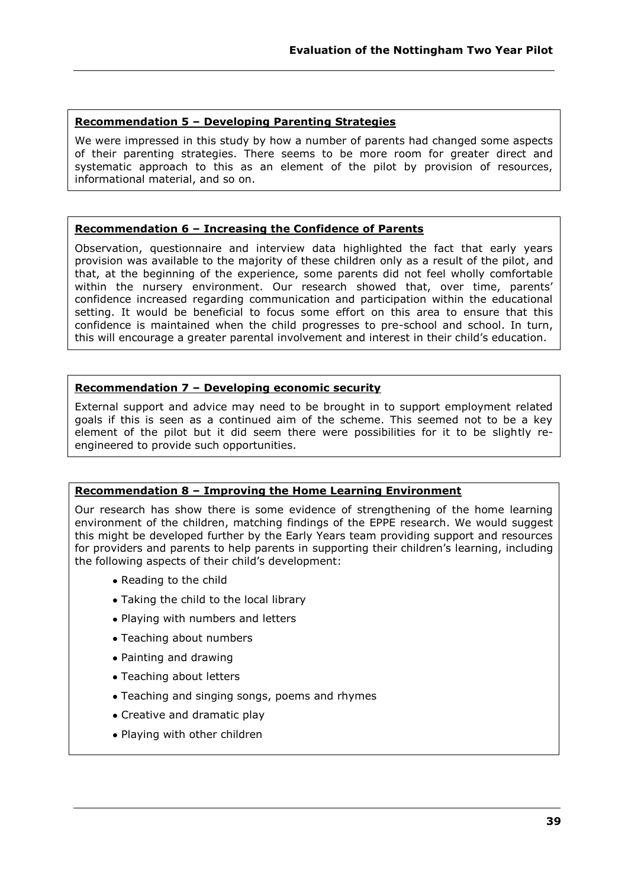**Recommendation 5 – Developing Parenting Strategies**

We were impressed in this study by how a number of parents had changed some aspects of their parenting strategies. There seems to be more room for greater direct and systematic approach to this as an element of the pilot by provision of resources, informational material, and so on.

**Recommendation 6 – Increasing the Confidence of Parents**

Observation, questionnaire and interview data highlighted the fact that early years provision was available to the majority of these children only as a result of the pilot, and that, at the beginning of the experience, some parents did not feel wholly comfortable within the nursery environment. Our research showed that, over time, parents' confidence increased regarding communication and participation within the educational setting. It would be beneficial to focus some effort on this area to ensure that this confidence is maintained when the child progresses to pre-school and school. In turn, this will encourage a greater parental involvement and interest in their child's education.

**Recommendation 7 – Developing economic security**

External support and advice may need to be brought in to support employment related goals if this is seen as a continued aim of the scheme. This seemed not to be a key element of the pilot but it did seem there were possibilities for it to be slightly re-engineered to provide such opportunities.

**Recommendation 8 – Improving the Home Learning Environment**

Our research has show there is some evidence of strengthening of the home learning environment of the children, matching findings of the EPPE research. We would suggest this might be developed further by the Early Years team providing support and resources for providers and parents to help parents in supporting their children's learning, including the following aspects of their child's development:

- Reading to the child
- Taking the child to the local library
- Playing with numbers and letters
- Teaching about numbers
- Painting and drawing
- Teaching about letters
- Teaching and singing songs, poems and rhymes
- Creative and dramatic play
- Playing with other children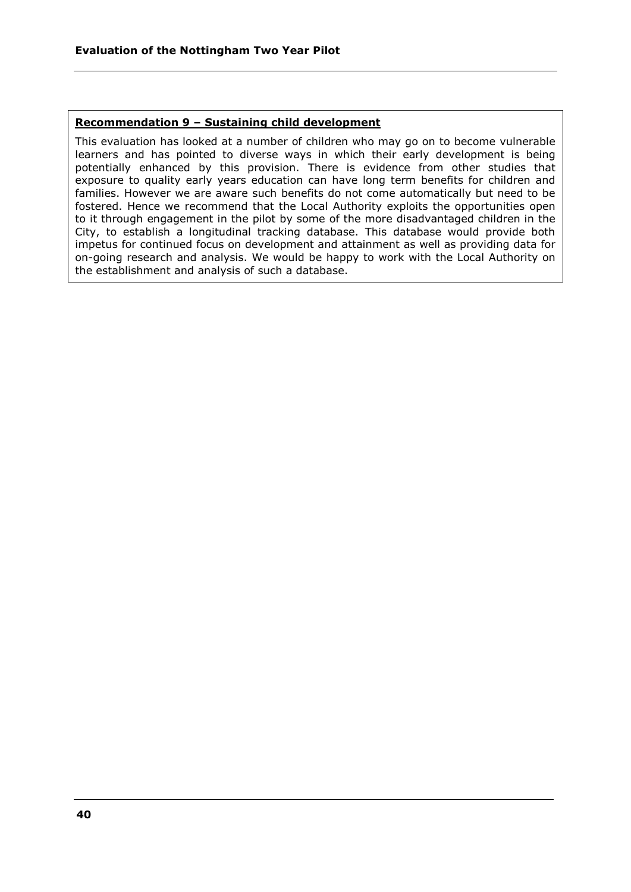**Recommendation 9 – Sustaining child development**

This evaluation has looked at a number of children who may go on to become vulnerable learners and has pointed to diverse ways in which their early development is being potentially enhanced by this provision. There is evidence from other studies that exposure to quality early years education can have long term benefits for children and families. However we are aware such benefits do not come automatically but need to be fostered. Hence we recommend that the Local Authority exploits the opportunities open to it through engagement in the pilot by some of the more disadvantaged children in the City, to establish a longitudinal tracking database. This database would provide both impetus for continued focus on development and attainment as well as providing data for on-going research and analysis. We would be happy to work with the Local Authority on the establishment and analysis of such a database.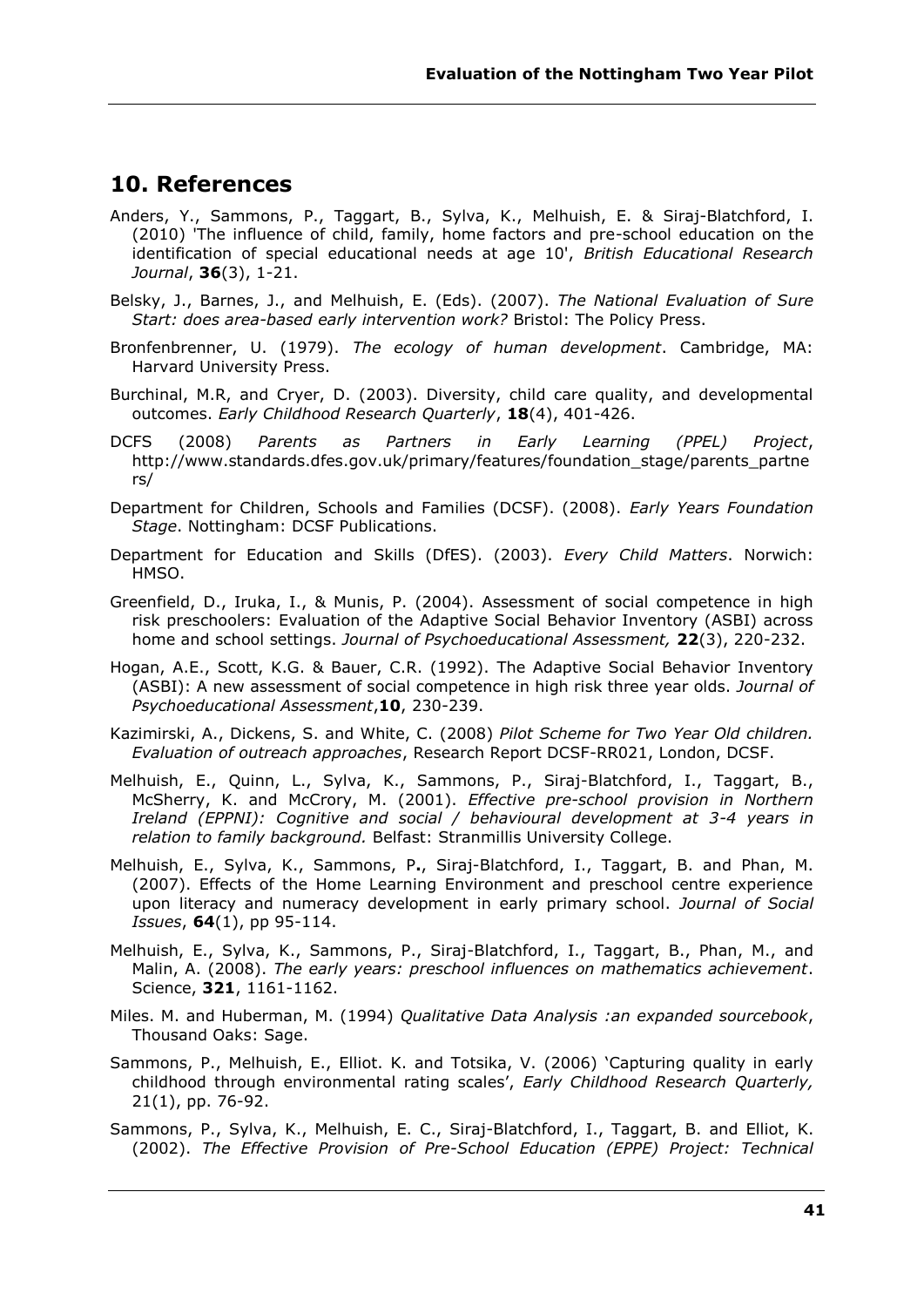## 10. References

Anders, Y., Sammons, P., Taggart, B., Sylva, K., Melhuish, E. & Siraj-Blatchford, I. (2010) 'The influence of child, family, home factors and pre-school education on the identification of special educational needs at age 10', *British Educational Research Journal*, **36**(3), 1-21.

Belsky, J., Barnes, J., and Melhuish, E. (Eds). (2007). *The National Evaluation of Sure Start: does area-based early intervention work?* Bristol: The Policy Press.

Bronfenbrenner, U. (1979). *The ecology of human development*. Cambridge, MA: Harvard University Press.

Burchinal, M.R, and Cryer, D. (2003). Diversity, child care quality, and developmental outcomes. *Early Childhood Research Quarterly*, **18**(4), 401-426.

DCFS (2008) *Parents as Partners in Early Learning (PPEL) Project*, http://www.standards.dfes.gov.uk/primary/features/foundation_stage/parents_partners/

Department for Children, Schools and Families (DCSF). (2008). *Early Years Foundation Stage*. Nottingham: DCSF Publications.

Department for Education and Skills (DfES). (2003). *Every Child Matters*. Norwich: HMSO.

Greenfield, D., Iruka, I., & Munis, P. (2004). Assessment of social competence in high risk preschoolers: Evaluation of the Adaptive Social Behavior Inventory (ASBI) across home and school settings. *Journal of Psychoeducational Assessment,* **22**(3), 220-232.

Hogan, A.E., Scott, K.G. & Bauer, C.R. (1992). The Adaptive Social Behavior Inventory (ASBI): A new assessment of social competence in high risk three year olds. *Journal of Psychoeducational Assessment*,**10**, 230-239.

Kazimirski, A., Dickens, S. and White, C. (2008) *Pilot Scheme for Two Year Old children. Evaluation of outreach approaches*, Research Report DCSF-RR021, London, DCSF.

Melhuish, E., Quinn, L., Sylva, K., Sammons, P., Siraj-Blatchford, I., Taggart, B., McSherry, K. and McCrory, M. (2001). *Effective pre-school provision in Northern Ireland (EPPNI): Cognitive and social / behavioural development at 3-4 years in relation to family background.* Belfast: Stranmillis University College.

Melhuish, E., Sylva, K., Sammons, P**.**, Siraj-Blatchford, I., Taggart, B. and Phan, M. (2007). Effects of the Home Learning Environment and preschool centre experience upon literacy and numeracy development in early primary school. *Journal of Social Issues*, **64**(1), pp 95-114.

Melhuish, E., Sylva, K., Sammons, P., Siraj-Blatchford, I., Taggart, B., Phan, M., and Malin, A. (2008). *The early years: preschool influences on mathematics achievement*. Science, **321**, 1161-1162.

Miles. M. and Huberman, M. (1994) *Qualitative Data Analysis :an expanded sourcebook*, Thousand Oaks: Sage.

Sammons, P., Melhuish, E., Elliot. K. and Totsika, V. (2006) 'Capturing quality in early childhood through environmental rating scales', *Early Childhood Research Quarterly,* 21(1), pp. 76-92.

Sammons, P., Sylva, K., Melhuish, E. C., Siraj-Blatchford, I., Taggart, B. and Elliot, K. (2002). *The Effective Provision of Pre-School Education (EPPE) Project: Technical*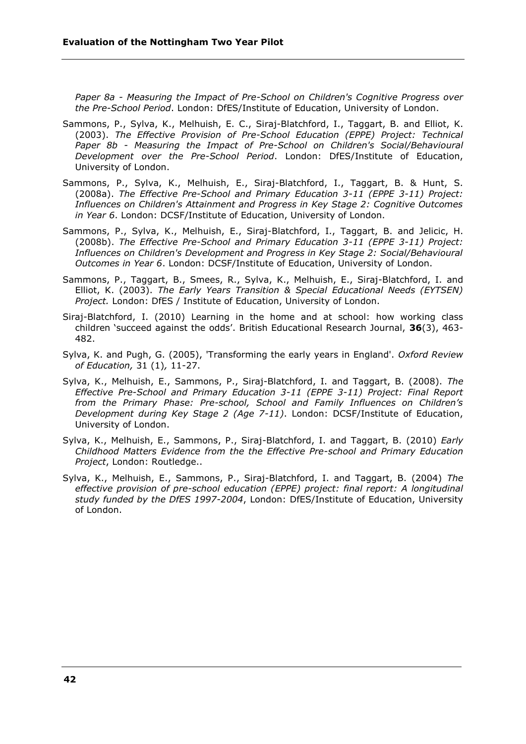*Paper 8a - Measuring the Impact of Pre-School on Children's Cognitive Progress over the Pre-School Period*. London: DfES/Institute of Education, University of London.

Sammons, P., Sylva, K., Melhuish, E. C., Siraj-Blatchford, I., Taggart, B. and Elliot, K. (2003). *The Effective Provision of Pre-School Education (EPPE) Project: Technical Paper 8b - Measuring the Impact of Pre-School on Children's Social/Behavioural Development over the Pre-School Period*. London: DfES/Institute of Education, University of London.

Sammons, P., Sylva, K., Melhuish, E., Siraj-Blatchford, I., Taggart, B. & Hunt, S. (2008a). *The Effective Pre-School and Primary Education 3-11 (EPPE 3-11) Project: Influences on Children's Attainment and Progress in Key Stage 2: Cognitive Outcomes in Year 6*. London: DCSF/Institute of Education, University of London.

Sammons, P., Sylva, K., Melhuish, E., Siraj-Blatchford, I., Taggart, B. and Jelicic, H. (2008b). *The Effective Pre-School and Primary Education 3-11 (EPPE 3-11) Project: Influences on Children's Development and Progress in Key Stage 2: Social/Behavioural Outcomes in Year 6*. London: DCSF/Institute of Education, University of London.

Sammons, P., Taggart, B., Smees, R., Sylva, K., Melhuish, E., Siraj-Blatchford, I. and Elliot, K. (2003). *The Early Years Transition & Special Educational Needs (EYTSEN) Project.* London: DfES / Institute of Education, University of London.

Siraj-Blatchford, I. (2010) Learning in the home and at school: how working class children 'succeed against the odds'. British Educational Research Journal, **36**(3), 463-482.

Sylva, K. and Pugh, G. (2005), 'Transforming the early years in England'. *Oxford Review of Education,* 31 (1)*,* 11-27.

Sylva, K., Melhuish, E., Sammons, P., Siraj-Blatchford, I. and Taggart, B. (2008). *The Effective Pre-School and Primary Education 3-11 (EPPE 3-11) Project: Final Report from the Primary Phase: Pre-school, School and Family Influences on Children's Development during Key Stage 2 (Age 7-11)*. London: DCSF/Institute of Education, University of London.

Sylva, K., Melhuish, E., Sammons, P., Siraj-Blatchford, I. and Taggart, B. (2010) *Early Childhood Matters Evidence from the the Effective Pre-school and Primary Education Project*, London: Routledge..

Sylva, K., Melhuish, E., Sammons, P., Siraj-Blatchford, I. and Taggart, B. (2004) *The effective provision of pre-school education (EPPE) project: final report: A longitudinal study funded by the DfES 1997-2004*, London: DfES/Institute of Education, University of London.